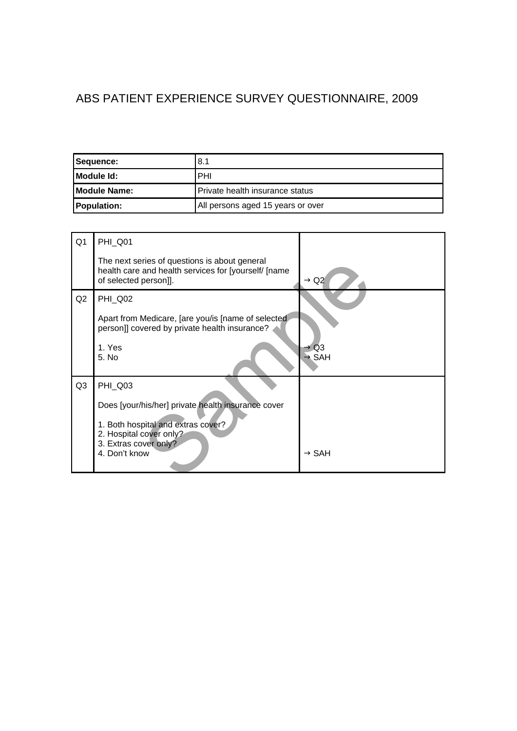# ABS PATIENT EXPERIENCE SURVEY QUESTIONNAIRE, 2009

| | |
|---|---|
| **Sequence:** | 8.1 |
| **Module Id:** | PHI |
| **Module Name:** | Private health insurance status |
| **Population:** | All persons aged 15 years or over |

| | | |
|---|---|---|
| Q1 | PHI_Q01<br><br>The next series of questions is about general health care and health services for [yourself/ [name of selected person]]. | → Q2 |
| Q2 | PHI_Q02<br><br>Apart from Medicare, [are you/is [name of selected person]] covered by private health insurance?<br><br>1. Yes<br>5. No | <br><br><br><br>→ Q3<br>→ SAH |
| Q3 | PHI_Q03<br><br>Does [your/his/her] private health insurance cover<br><br>1. Both hospital and extras cover?<br>2. Hospital cover only?<br>3. Extras cover only?<br>4. Don't know | <br><br><br><br><br><br>→ SAH |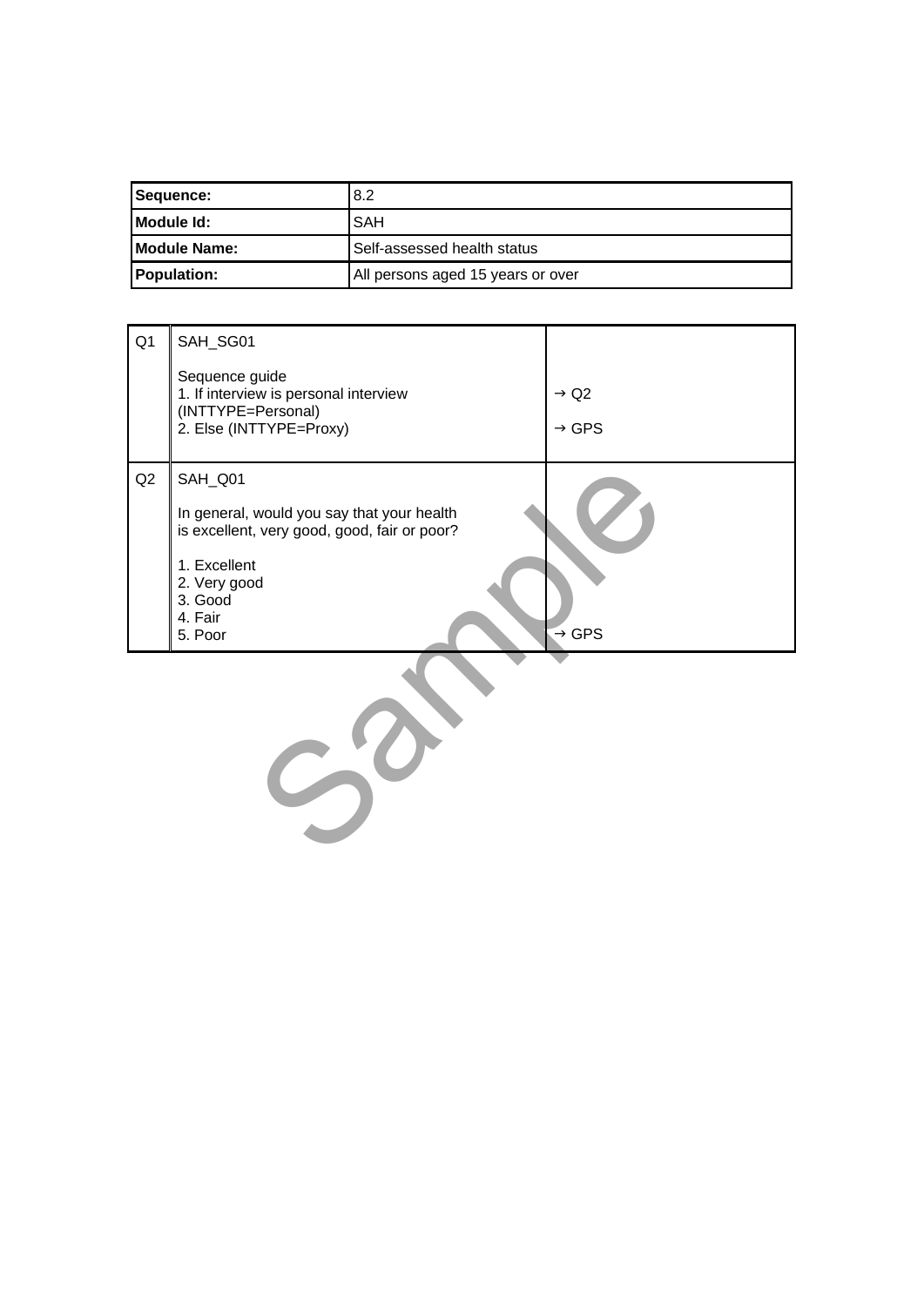| Sequence: | 8.2 |
|---|---|
| Module Id: | SAH |
| Module Name: | Self-assessed health status |
| Population: | All persons aged 15 years or over |

| Q1 | SAH_SG01<br><br>Sequence guide<br>1. If interview is personal interview (INTTYPE=Personal)<br>2. Else (INTTYPE=Proxy) | <br><br><br>→ Q2<br><br>→ GPS |
|---|---|---|
| Q2 | SAH_Q01<br><br>In general, would you say that your health is excellent, very good, good, fair or poor?<br><br>1. Excellent<br>2. Very good<br>3. Good<br>4. Fair<br>5. Poor | <br><br><br><br><br><br><br><br>→ GPS |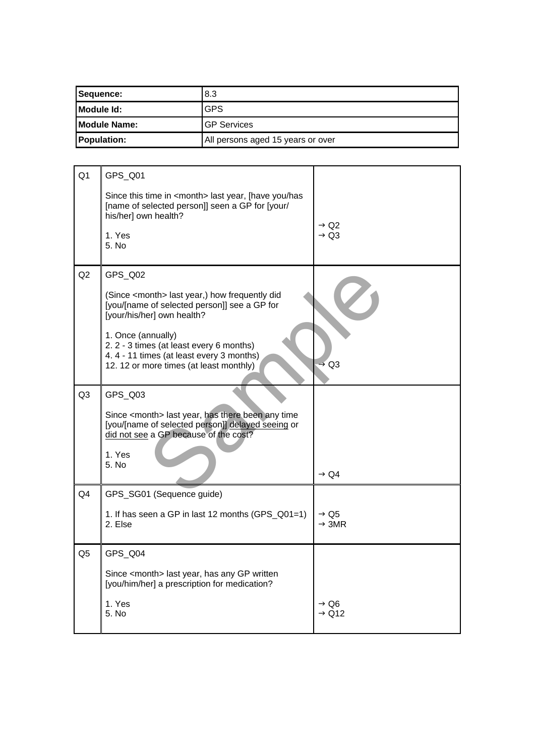| Sequence: | 8.3 |
| --- | --- |
| Module Id: | GPS |
| Module Name: | GP Services |
| Population: | All persons aged 15 years or over |

| | | |
| --- | --- | --- |
| Q1 | GPS_Q01<br><br>Since this time in <month> last year, [have you/has [name of selected person]] seen a GP for [your/ his/her] own health?<br><br>1. Yes<br>5. No | → Q2<br>→ Q3 |
| Q2 | GPS_Q02<br><br>(Since <month> last year,) how frequently did [you/[name of selected person]] see a GP for [your/his/her] own health?<br><br>1. Once (annually)<br>2. 2 - 3 times (at least every 6 months)<br>4. 4 - 11 times (at least every 3 months)<br>12. 12 or more times (at least monthly) | → Q3 |
| Q3 | GPS_Q03<br><br>Since <month> last year, has there been any time [you/[name of selected person]] delayed seeing or did not see a GP because of the cost?<br><br>1. Yes<br>5. No | → Q4 |
| Q4 | GPS_SG01 (Sequence guide)<br><br>1. If has seen a GP in last 12 months (GPS_Q01=1)<br>2. Else | → Q5<br>→ 3MR |
| Q5 | GPS_Q04<br><br>Since <month> last year, has any GP written [you/him/her] a prescription for medication?<br><br>1. Yes<br>5. No | → Q6<br>→ Q12 |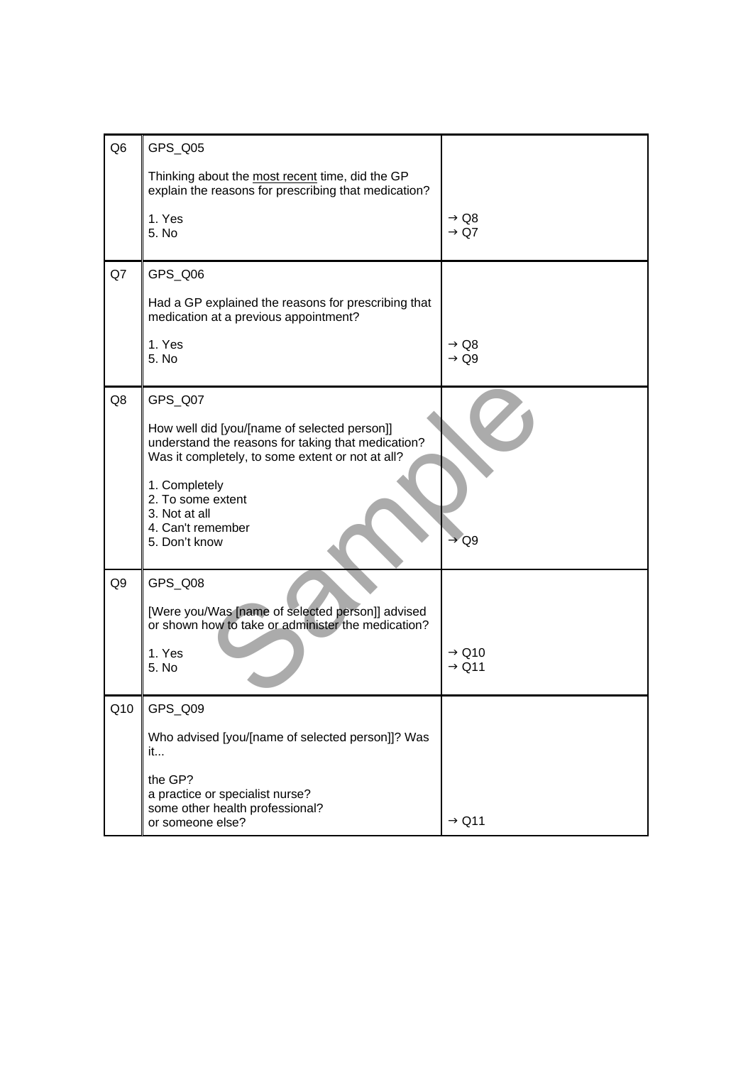| | | |
|---|---|---|
| Q6 | GPS_Q05<br><br>Thinking about the <u>most recent</u> time, did the GP explain the reasons for prescribing that medication?<br><br>1. Yes<br>5. No | <br><br><br><br>→ Q8<br>→ Q7 |
| Q7 | GPS_Q06<br><br>Had a GP explained the reasons for prescribing that medication at a previous appointment?<br><br>1. Yes<br>5. No | <br><br><br><br>→ Q8<br>→ Q9 |
| Q8 | GPS_Q07<br><br>How well did [you/[name of selected person]] understand the reasons for taking that medication? Was it completely, to some extent or not at all?<br><br>1. Completely<br>2. To some extent<br>3. Not at all<br>4. Can't remember<br>5. Don't know | <br><br><br><br><br><br><br><br><br><br>→ Q9 |
| Q9 | GPS_Q08<br><br>[Were you/Was [name of selected person]] advised or shown how to take or administer the medication?<br><br>1. Yes<br>5. No | <br><br><br><br>→ Q10<br>→ Q11 |
| Q10 | GPS_Q09<br><br>Who advised [you/[name of selected person]]? Was it...<br><br>the GP?<br>a practice or specialist nurse?<br>some other health professional?<br>or someone else? | <br><br><br><br><br><br><br><br>→ Q11 |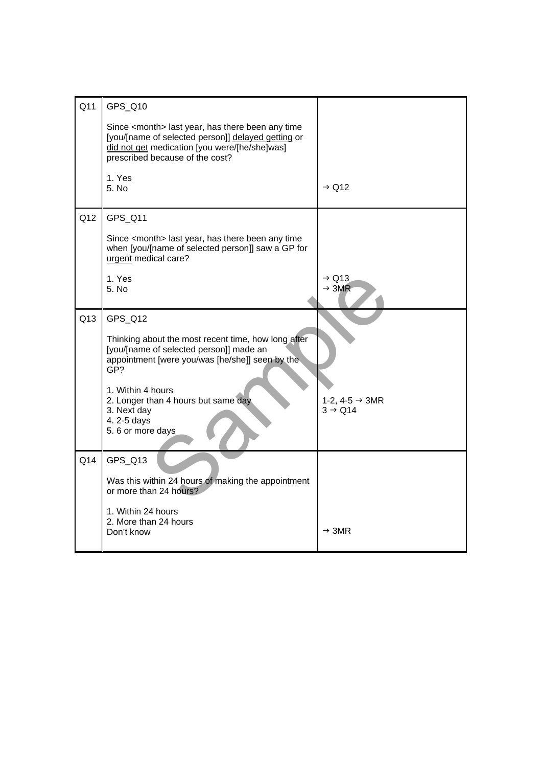| | | |
|---|---|---|
| Q11 | GPS_Q10<br><br>Since <month> last year, has there been any time [you/[name of selected person]] <u>delayed getting</u> or <u>did not get</u> medication [you were/[he/she]was] prescribed because of the cost?<br><br>1. Yes<br>5. No | → Q12 |
| Q12 | GPS_Q11<br><br>Since <month> last year, has there been any time when [you/[name of selected person]] saw a GP for <u>urgent</u> medical care?<br><br>1. Yes<br>5. No | → Q13<br>→ 3MR |
| Q13 | GPS_Q12<br><br>Thinking about the most recent time, how long after [you/[name of selected person]] made an appointment [were you/was [he/she]] seen by the GP?<br><br>1. Within 4 hours<br>2. Longer than 4 hours but same day<br>3. Next day<br>4. 2-5 days<br>5. 6 or more days | 1-2, 4-5 → 3MR<br>3 → Q14 |
| Q14 | GPS_Q13<br><br>Was this within 24 hours of making the appointment or more than 24 hours?<br><br>1. Within 24 hours<br>2. More than 24 hours<br>Don't know | → 3MR |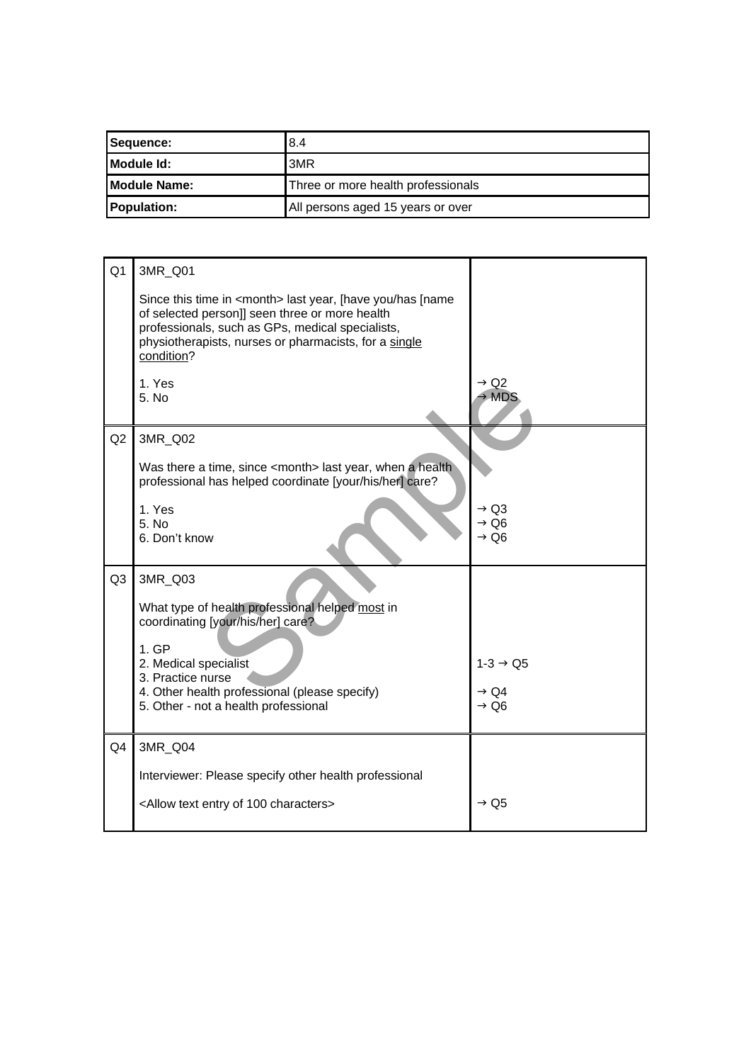| Sequence: | 8.4 |
|---|---|
| Module Id: | 3MR |
| Module Name: | Three or more health professionals |
| Population: | All persons aged 15 years or over |

| | | |
|---|---|---|
| Q1 | 3MR_Q01<br><br>Since this time in <month> last year, [have you/has [name of selected person]] seen three or more health professionals, such as GPs, medical specialists, physiotherapists, nurses or pharmacist, for a <u>single condition</u>?<br><br>1. Yes<br>5. No | <br><br><br><br><br><br>→ Q2<br>→ MDS |
| Q2 | 3MR_Q02<br><br>Was there a time, since <month> last year, when a health professional has helped coordinate [your/his/her] care?<br><br>1. Yes<br>5. No<br>6. Don't know | <br><br><br><br>→ Q3<br>→ Q6<br>→ Q6 |
| Q3 | 3MR_Q03<br><br>What type of health professional helped <u>most</u> in coordinating [your/his/her] care?<br><br>1. GP<br>2. Medical specialist<br>3. Practice nurse<br>4. Other health professional (please specify)<br>5. Other - not a health professional | <br><br><br><br><br>1-3 → Q5<br><br>→ Q4<br>→ Q6 |
| Q4 | 3MR_Q04<br><br>Interviewer: Please specify other health professional<br><br><Allow text entry of 100 characters> | <br><br><br><br>→ Q5 |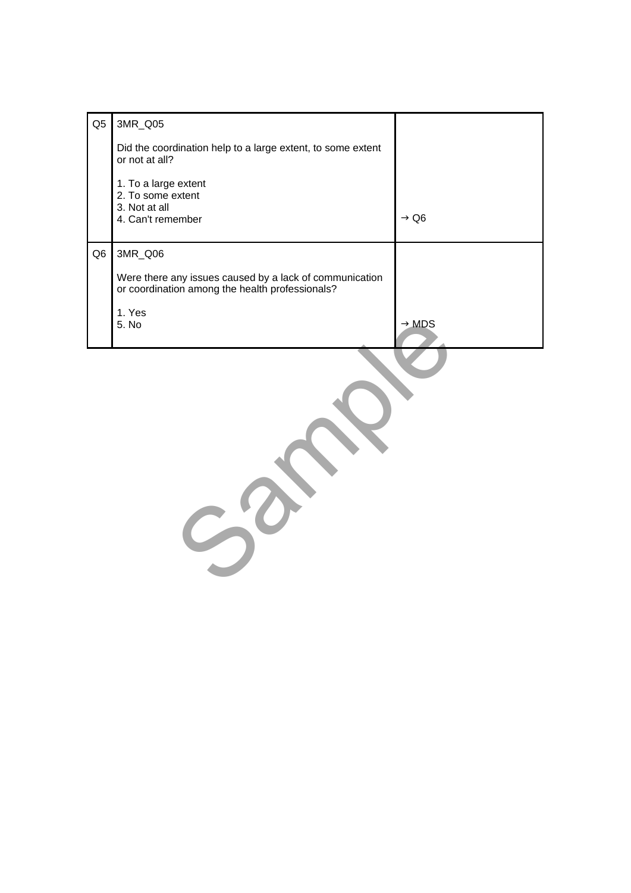| | | |
|---|---|---|
| Q5 | 3MR_Q05<br><br>Did the coordination help to a large extent, to some extent or not at all?<br><br>1. To a large extent<br>2. To some extent<br>3. Not at all<br>4. Can't remember | → Q6 |
| Q6 | 3MR_Q06<br><br>Were there any issues caused by a lack of communication or coordination among the health professionals?<br><br>1. Yes<br>5. No | → MDS |

Sample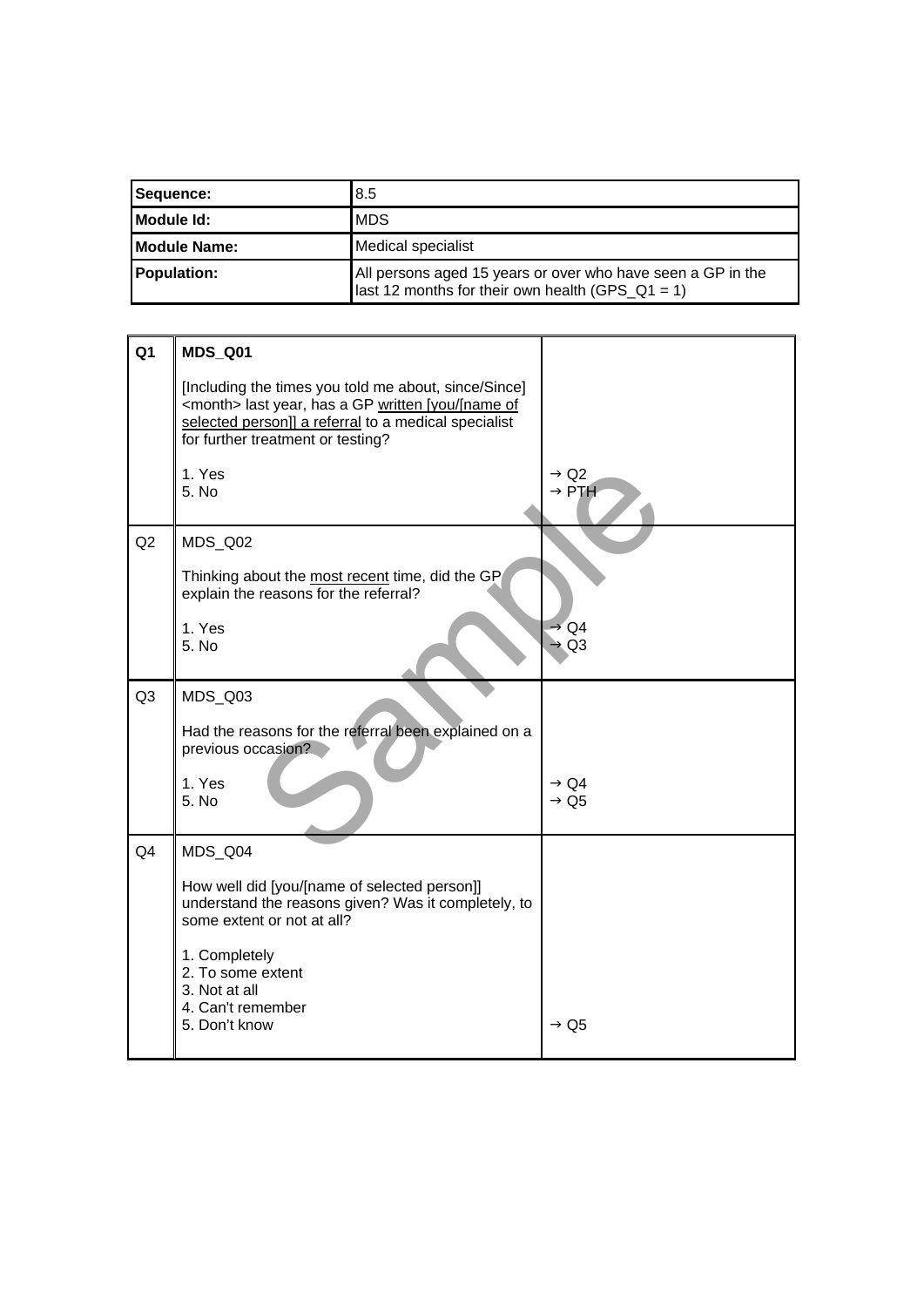| | |
|---|---|
| **Sequence:** | 8.5 |
| **Module Id:** | MDS |
| **Module Name:** | Medical specialist |
| **Population:** | All persons aged 15 years or over who have seen a GP in the last 12 months for their own health (GPS_Q1 = 1) |

| | | |
|---|---|---|
| **Q1** | **MDS_Q01**<br><br>[Including the times you told me about, since/Since] <month> last year, has a GP written [you/[name of selected person]] a referral to a medical specialist for further treatment or testing?<br><br>1. Yes<br>5. No | <br><br><br><br><br>→ Q2<br>→ PTH |
| Q2 | MDS_Q02<br><br>Thinking about the most recent time, did the GP explain the reasons for the referral?<br><br>1. Yes<br>5. No | <br><br><br><br>→ Q4<br>→ Q3 |
| Q3 | MDS_Q03<br><br>Had the reasons for the referral been explained on a previous occasion?<br><br>1. Yes<br>5. No | <br><br><br><br>→ Q4<br>→ Q5 |
| Q4 | MDS_Q04<br><br>How well did [you/[name of selected person]] understand the reasons given? Was it completely, to some extent or not at all?<br><br>1. Completely<br>2. To some extent<br>3. Not at all<br>4. Can't remember<br>5. Don't know | <br><br><br><br><br><br><br><br><br>→ Q5 |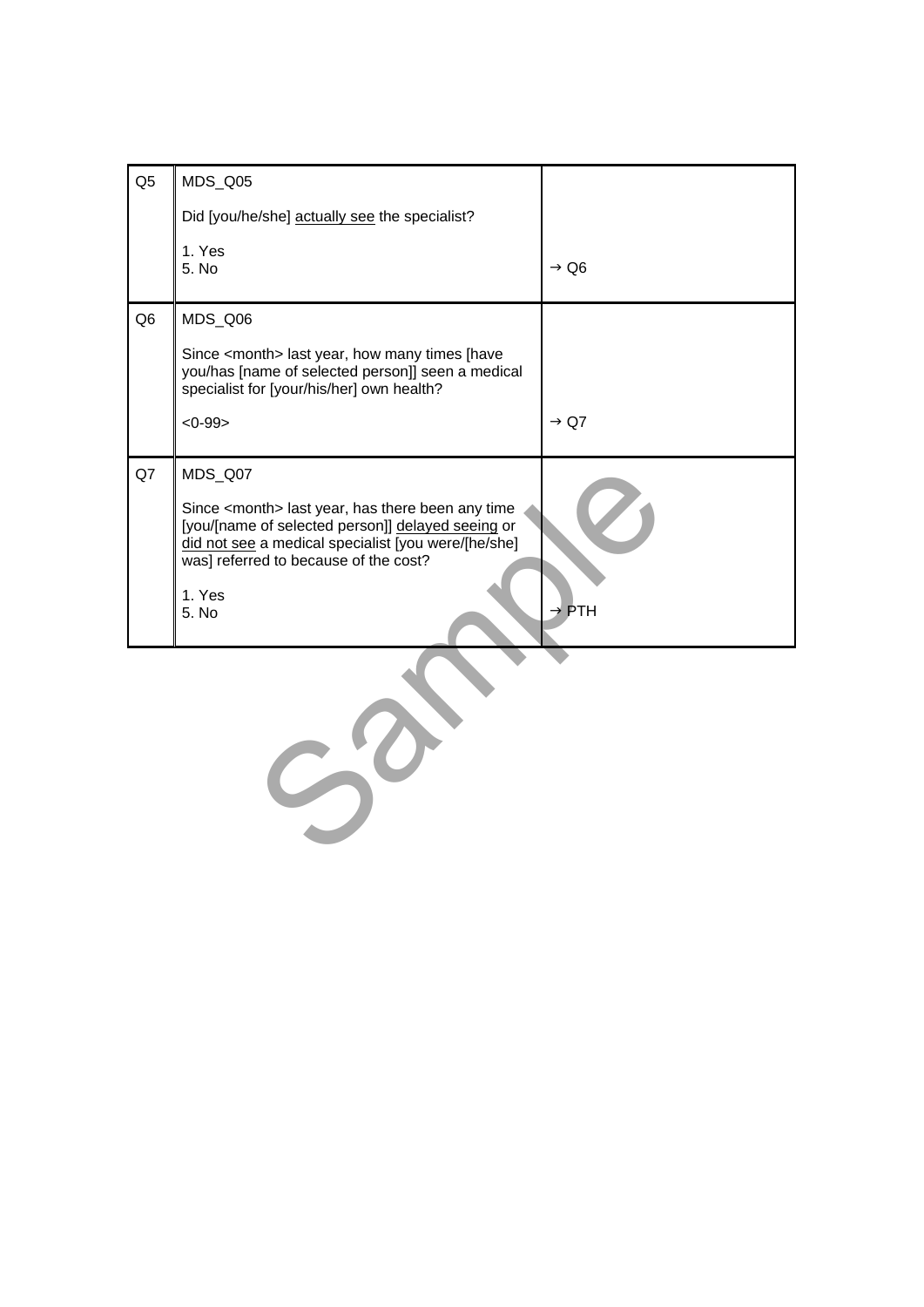| Q5 | MDS_Q05<br><br>Did [you/he/she] <u>actually see</u> the specialist?<br><br>1. Yes<br>5. No | <br><br><br><br>→ Q6 |
|---|---|---|
| Q6 | MDS_Q06<br><br>Since <month> last year, how many times [have you/has [name of selected person]] seen a medical specialist for [your/his/her] own health?<br><br><0-99> | <br><br><br><br>→ Q7 |
| Q7 | MDS_Q07<br><br>Since <month> last year, has there been any time [you/[name of selected person]] <u>delayed seeing</u> or <u>did not see</u> a medical specialist [you were/[he/she] was] referred to because of the cost?<br><br>1. Yes<br>5. No | <br><br><br><br><br><br>→ PTH |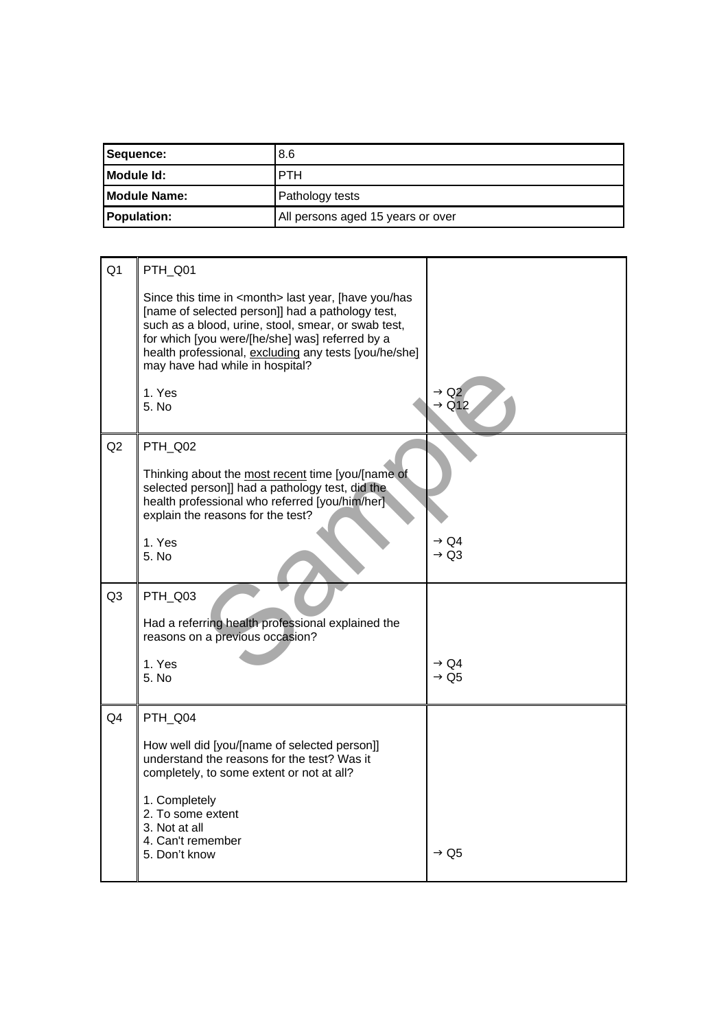| Sequence: | 8.6 |
| --- | --- |
| Module Id: | PTH |
| Module Name: | Pathology tests |
| Population: | All persons aged 15 years or over |

| | | |
| --- | --- | --- |
| Q1 | PTH_Q01<br><br>Since this time in <month> last year, [have you/has [name of selected person]] had a pathology test, such as a blood, urine, stool, smear, or swab test, for which [you were/[he/she] was] referred by a health professional, <u>excluding</u> any tests [you/he/she] may have had while in hospital?<br><br>1. Yes<br>5. No | <br><br><br><br><br><br><br>→ Q2<br>→ Q12 |
| Q2 | PTH_Q02<br><br>Thinking about the <u>most recent</u> time [you/[name of selected person]] had a pathology test, did the health professional who referred [you/him/her] explain the reasons for the test?<br><br>1. Yes<br>5. No | <br><br><br><br><br>→ Q4<br>→ Q3 |
| Q3 | PTH_Q03<br><br>Had a referring health professional explained the reasons on a previous occasion?<br><br>1. Yes<br>5. No | <br><br><br>→ Q4<br>→ Q5 |
| Q4 | PTH_Q04<br><br>How well did [you/[name of selected person]] understand the reasons for the test? Was it completely, to some extent or not at all?<br><br>1. Completely<br>2. To some extent<br>3. Not at all<br>4. Can't remember<br>5. Don't know | <br><br><br><br><br><br><br><br><br>→ Q5 |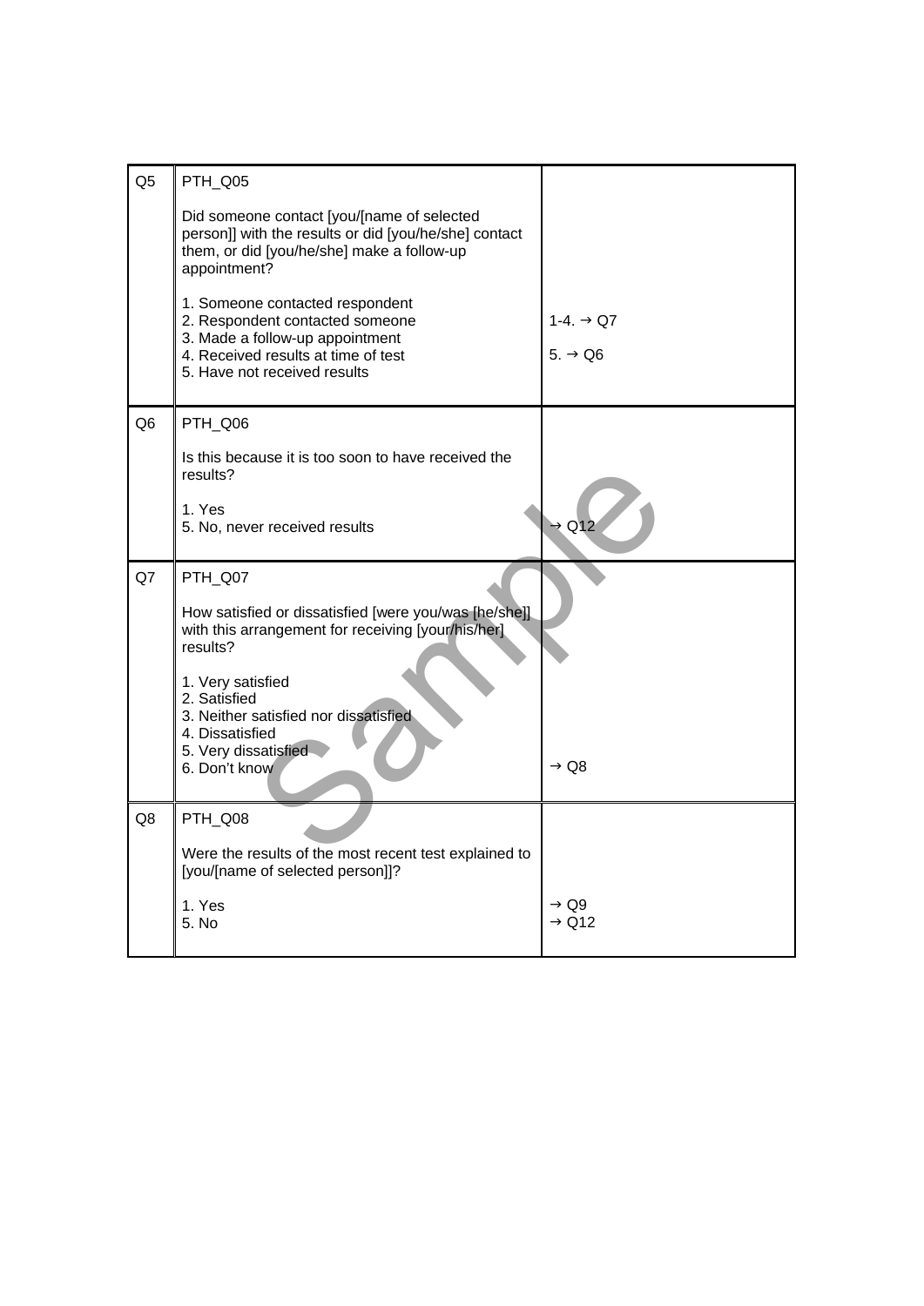| | | |
|---|---|---|
| Q5 | PTH_Q05<br><br>Did someone contact [you/[name of selected person]] with the results or did [you/he/she] contact them, or did [you/he/she] make a follow-up appointment?<br><br>1. Someone contacted respondent<br>2. Respondent contacted someone<br>3. Made a follow-up appointment<br>4. Received results at time of test<br>5. Have not received results | 1-4. → Q7<br><br>5. → Q6 |
| Q6 | PTH_Q06<br><br>Is this because it is too soon to have received the results?<br><br>1. Yes<br>5. No, never received results | → Q12 |
| Q7 | PTH_Q07<br><br>How satisfied or dissatisfied [were you/was [he/she]] with this arrangement for receiving [your/his/her] results?<br><br>1. Very satisfied<br>2. Satisfied<br>3. Neither satisfied nor dissatisfied<br>4. Dissatisfied<br>5. Very dissatisfied<br>6. Don't know | → Q8 |
| Q8 | PTH_Q08<br><br>Were the results of the most recent test explained to [you/[name of selected person]]?<br><br>1. Yes<br>5. No | → Q9<br>→ Q12 |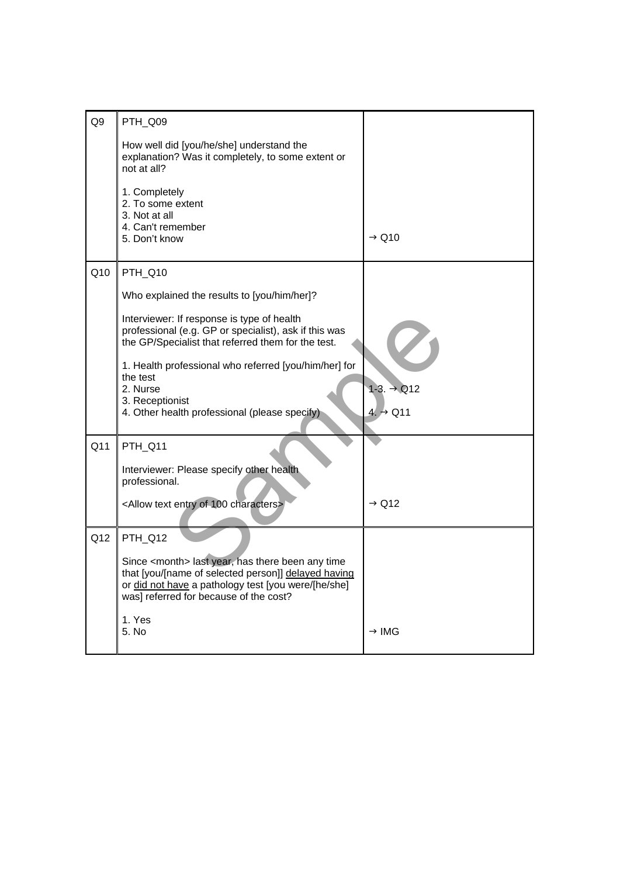| | | |
|---|---|---|
| Q9 | PTH_Q09<br><br>How well did [you/he/she] understand the explanation? Was it completely, to some extent or not at all?<br><br>1. Completely<br>2. To some extent<br>3. Not at all<br>4. Can't remember<br>5. Don't know | → Q10 |
| Q10 | PTH_Q10<br><br>Who explained the results to [you/him/her]?<br><br>Interviewer: If response is type of health professional (e.g. GP or specialist), ask if this was the GP/Specialist that referred them for the test.<br><br>1. Health professional who referred [you/him/her] for the test<br>2. Nurse<br>3. Receptionist<br>4. Other health professional (please specify) | 1-3. → Q12<br>4. → Q11 |
| Q11 | PTH_Q11<br><br>Interviewer: Please specify other health professional.<br><br><Allow text entry of 100 characters> | → Q12 |
| Q12 | PTH_Q12<br><br>Since <month> last year, has there been any time that [you/[name of selected person]] delayed having or did not have a pathology test [you were/[he/she] was] referred for because of the cost?<br><br>1. Yes<br>5. No | → IMG |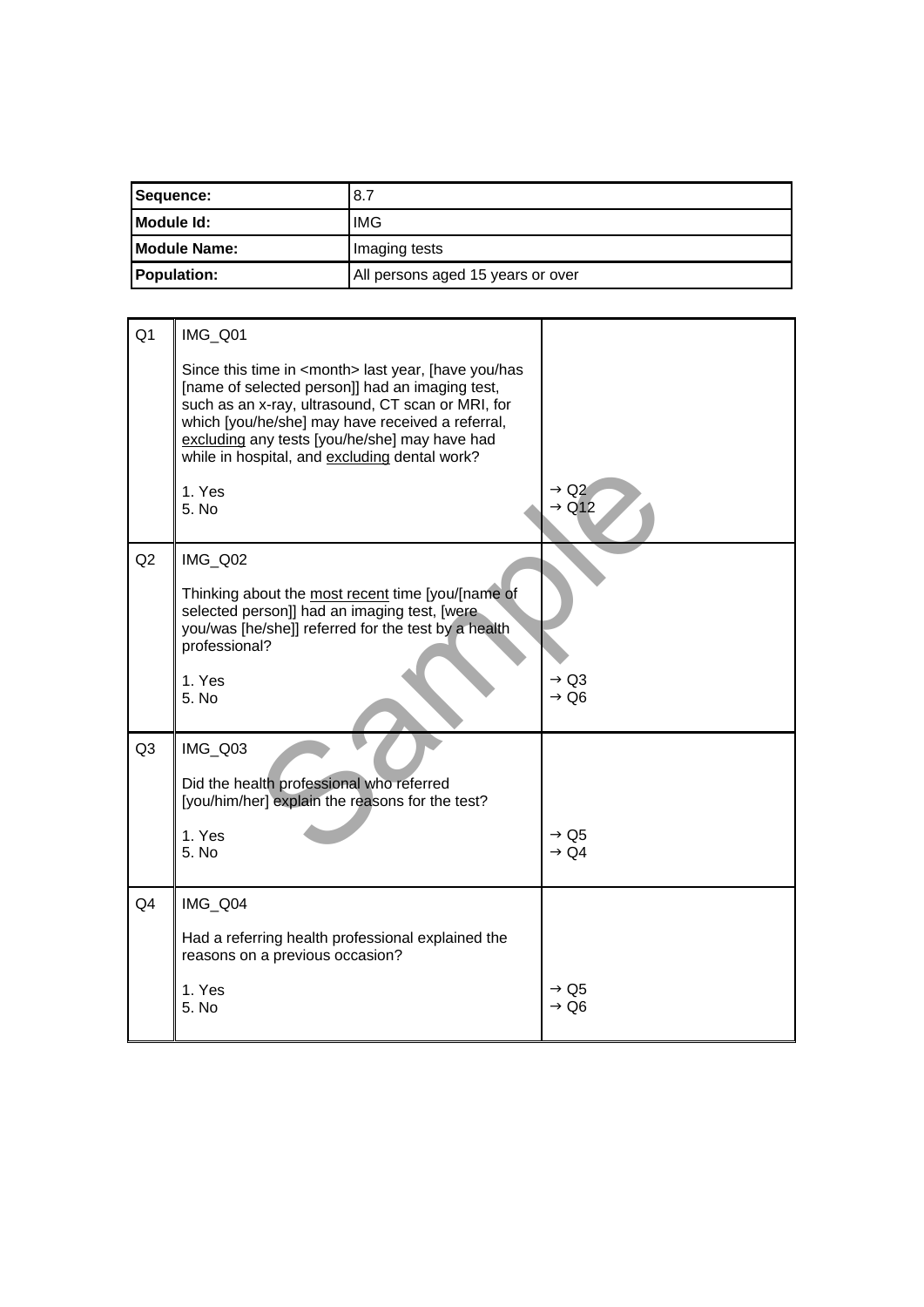| Sequence: | 8.7 |
|---|---|
| Module Id: | IMG |
| Module Name: | Imaging tests |
| Population: | All persons aged 15 years or over |

| | | |
|---|---|---|
| Q1 | IMG_Q01<br><br>Since this time in <month> last year, [have you/has [name of selected person]] had an imaging test, such as an x-ray, ultrasound, CT scan or MRI, for which [you/he/she] may have received a referral, <u>excluding</u> any tests [you/he/she] may have had while in hospital, and <u>excluding</u> dental work?<br><br>1. Yes<br>5. No | <br><br><br><br><br><br><br>→ Q2<br>→ Q12 |
| Q2 | IMG_Q02<br><br>Thinking about the <u>most recent</u> time [you/[name of selected person]] had an imaging test, [were you/was [he/she]] referred for the test by a health professional?<br><br>1. Yes<br>5. No | <br><br><br><br><br>→ Q3<br>→ Q6 |
| Q3 | IMG_Q03<br><br>Did the health professional who referred [you/him/her] explain the reasons for the test?<br><br>1. Yes<br>5. No | <br><br><br>→ Q5<br>→ Q4 |
| Q4 | IMG_Q04<br><br>Had a referring health professional explained the reasons on a previous occasion?<br><br>1. Yes<br>5. No | <br><br><br>→ Q5<br>→ Q6 |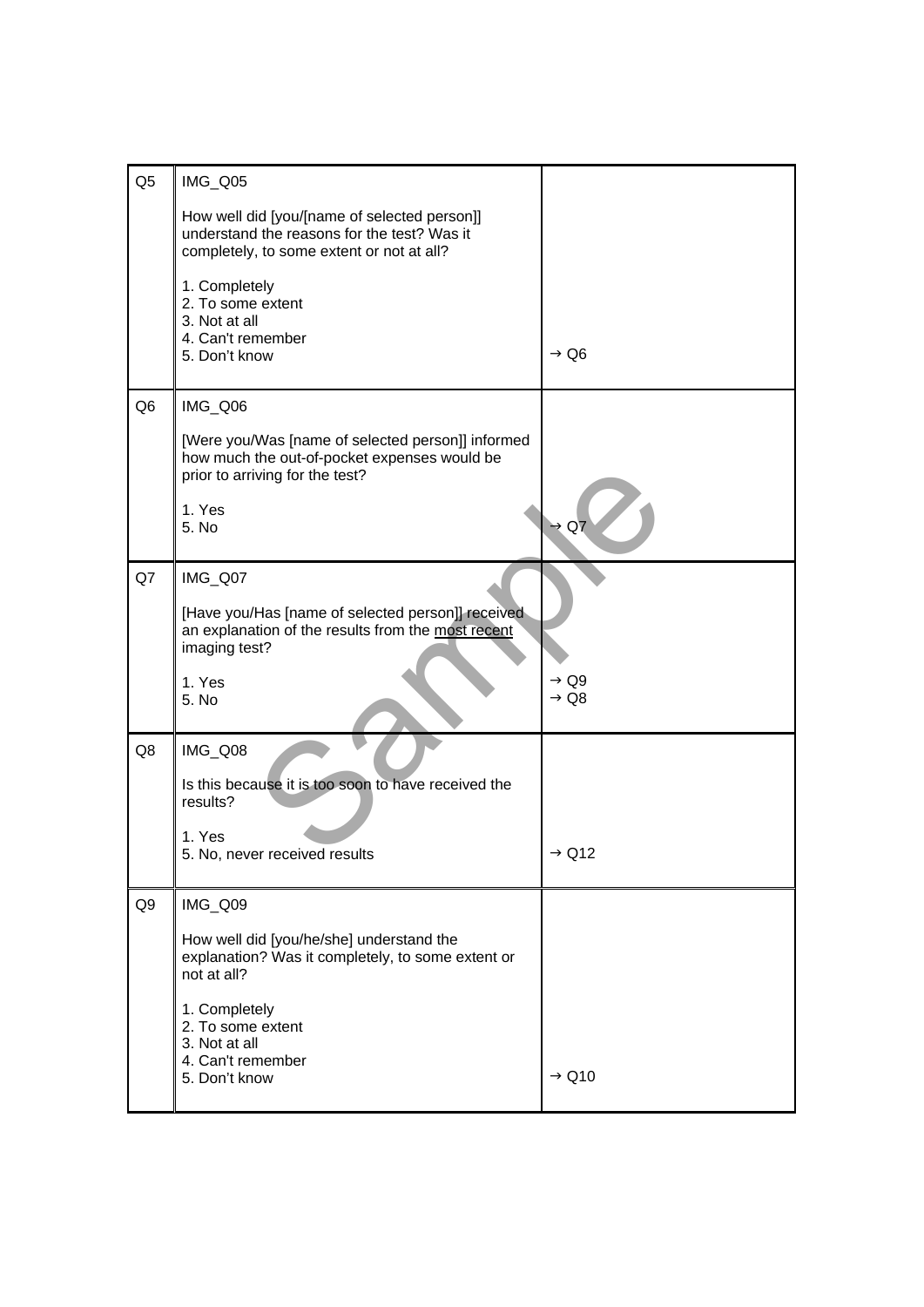| Q5 | IMG_Q05<br><br>How well did [you/[name of selected person]] understand the reasons for the test? Was it completely, to some extent or not at all?<br><br>1. Completely<br>2. To some extent<br>3. Not at all<br>4. Can't remember<br>5. Don't know | → Q6 |
|---|---|---|
| Q6 | IMG_Q06<br><br>[Were you/Was [name of selected person]] informed how much the out-of-pocket expenses would be prior to arriving for the test?<br><br>1. Yes<br>5. No | → Q7 |
| Q7 | IMG_Q07<br><br>[Have you/Has [name of selected person]] received an explanation of the results from the most recent imaging test?<br><br>1. Yes<br>5. No | → Q9<br>→ Q8 |
| Q8 | IMG_Q08<br><br>Is this because it is too soon to have received the results?<br><br>1. Yes<br>5. No, never received results | → Q12 |
| Q9 | IMG_Q09<br><br>How well did [you/he/she] understand the explanation? Was it completely, to some extent or not at all?<br><br>1. Completely<br>2. To some extent<br>3. Not at all<br>4. Can't remember<br>5. Don't know | → Q10 |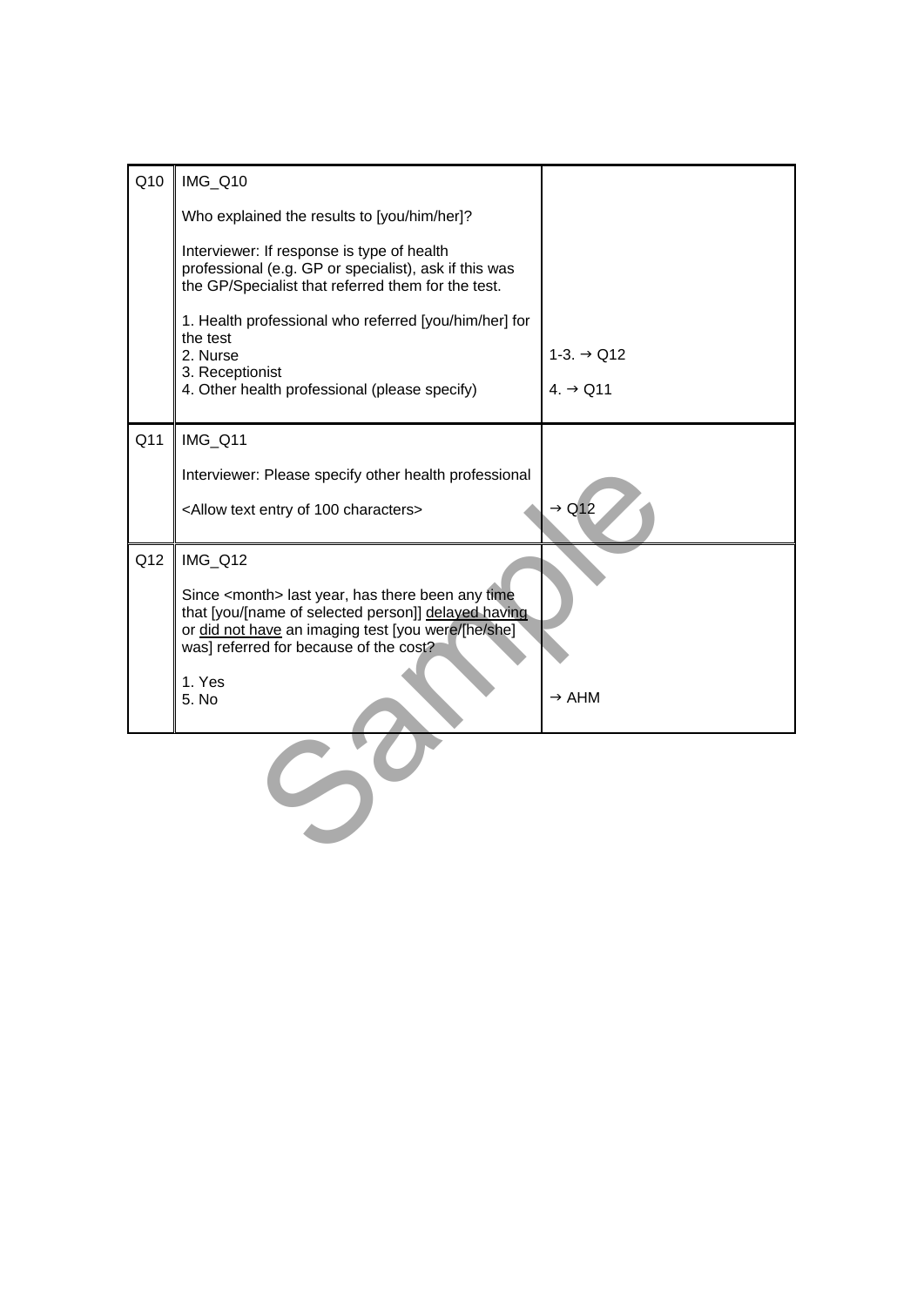| | | |
|---|---|---|
| Q10 | IMG_Q10<br><br>Who explained the results to [you/him/her]?<br><br>Interviewer: If response is type of health professional (e.g. GP or specialist), ask if this was the GP/Specialist that referred them for the test.<br><br>1. Health professional who referred [you/him/her] for the test<br>2. Nurse<br>3. Receptionist<br>4. Other health professional (please specify) | 1-3. → Q12<br><br>4. → Q11 |
| Q11 | IMG_Q11<br><br>Interviewer: Please specify other health professional<br><br><Allow text entry of 100 characters> | → Q12 |
| Q12 | IMG_Q12<br><br>Since <month> last year, has there been any time that [you/[name of selected person]] <u>delayed having</u> or <u>did not have</u> an imaging test [you were/[he/she] was] referred for because of the cost?<br><br>1. Yes<br>5. No | → AHM |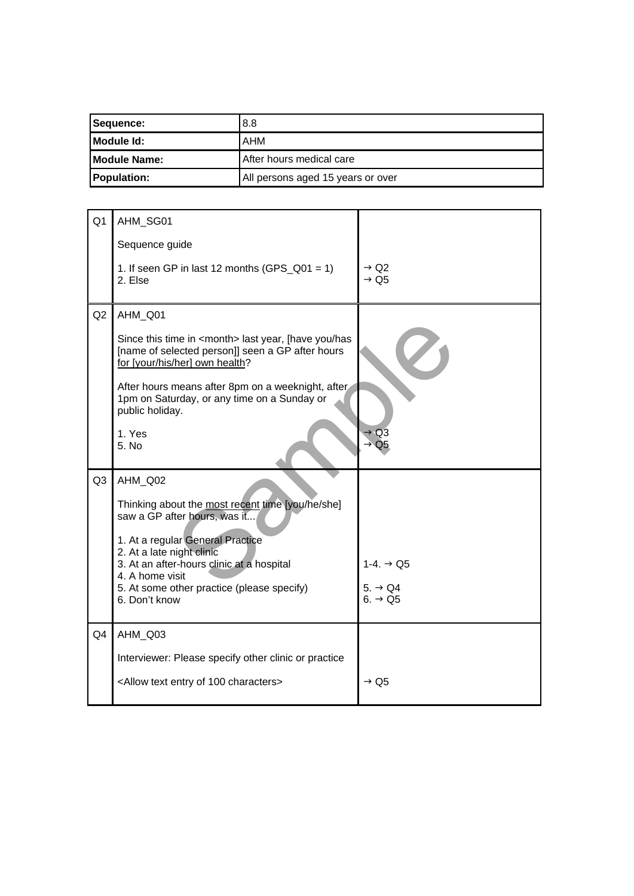| Sequence: | 8.8 |
|---|---|
| Module Id: | AHM |
| Module Name: | After hours medical care |
| Population: | All persons aged 15 years or over |

| | | |
|---|---|---|
| Q1 | AHM_SG01<br><br>Sequence guide<br><br>1. If seen GP in last 12 months (GPS_Q01 = 1)<br>2. Else | <br><br><br><br>→ Q2<br>→ Q5 |
| Q2 | AHM_Q01<br><br>Since this time in <month> last year, [have you/has [name of selected person]] seen a GP after hours <u>for [your/his/her] own health</u>?<br><br>After hours means after 8pm on a weeknight, after 1pm on Saturday, or any time on a Sunday or public holiday.<br><br>1. Yes<br>5. No | <br><br><br><br><br><br><br><br><br><br>→ Q3<br>→ Q5 |
| Q3 | AHM_Q02<br><br>Thinking about the <u>most recent</u> time [you/he/she] saw a GP after hours, was it...<br><br>1. At a regular General Practice<br>2. At a late night clinic<br>3. At an after-hours clinic at a hospital<br>4. A home visit<br>5. At some other practice (please specify)<br>6. Don't know | <br><br><br><br><br><br>1-4. → Q5<br><br>5. → Q4<br>6. → Q5 |
| Q4 | AHM_Q03<br><br>Interviewer: Please specify other clinic or practice<br><br><Allow text entry of 100 characters> | <br><br><br><br>→ Q5 |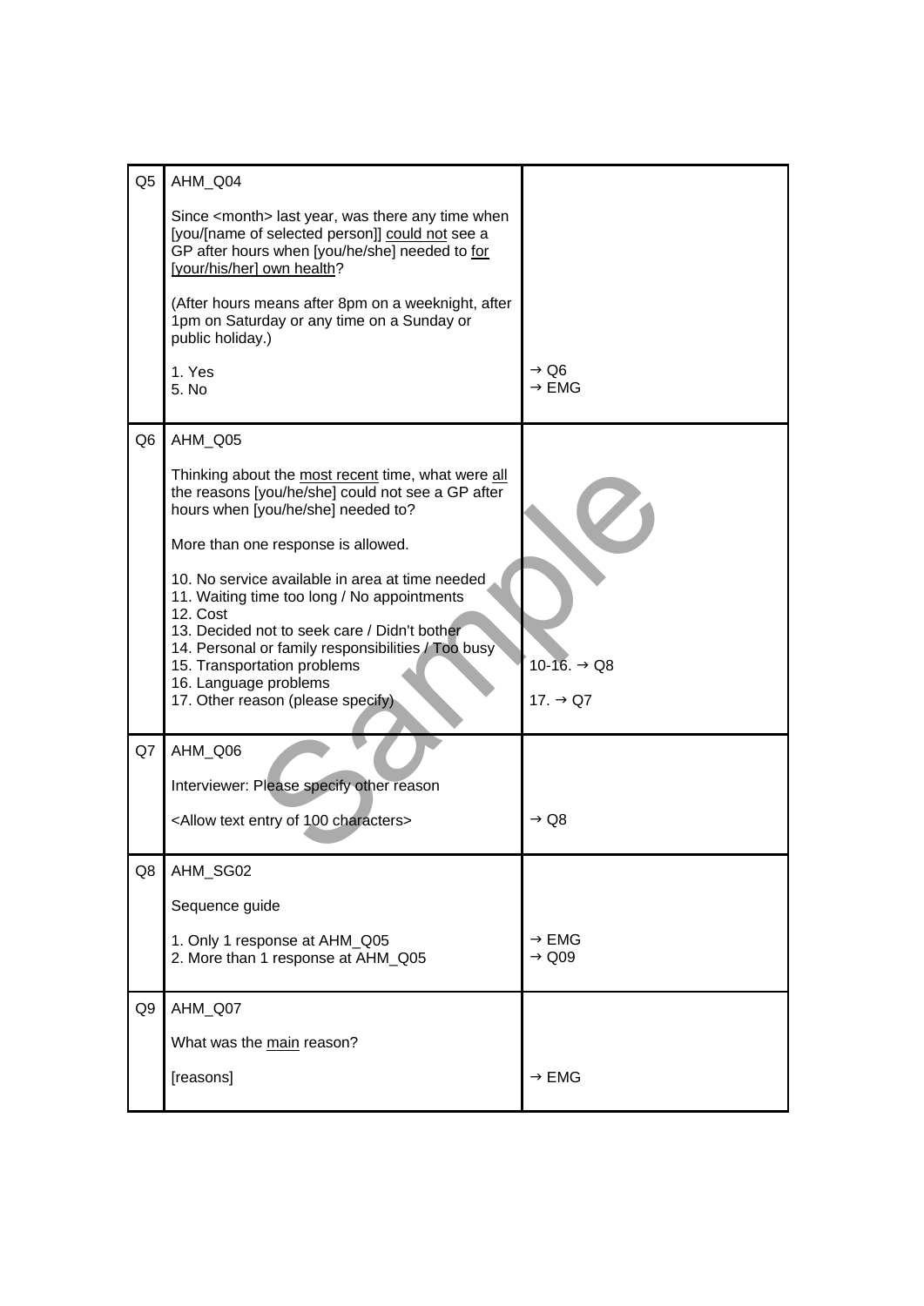| | | |
|---|---|---|
| Q5 | AHM_Q04<br><br>Since <month> last year, was there any time when [you/[name of selected person]] <u>could not</u> see a GP after hours when [you/he/she] needed to <u>for [your/his/her] own health</u>?<br><br>(After hours means after 8pm on a weeknight, after 1pm on Saturday or any time on a Sunday or public holiday.)<br><br>1. Yes<br>5. No | <br><br><br><br><br><br><br><br>→ Q6<br>→ EMG |
| Q6 | AHM_Q05<br><br>Thinking about the <u>most recent</u> time, what were <u>all</u> the reasons [you/he/she] could not see a GP after hours when [you/he/she] needed to?<br><br>More than one response is allowed.<br><br>10. No service available in area at time needed<br>11. Waiting time too long / No appointments<br>12. Cost<br>13. Decided not to seek care / Didn't bother<br>14. Personal or family responsibilities / Too busy<br>15. Transportation problems<br>16. Language problems<br>17. Other reason (please specify) | <br><br><br><br><br><br><br><br><br><br><br>10-16. → Q8<br><br>17. → Q7 |
| Q7 | AHM_Q06<br><br>Interviewer: Please specify other reason<br><br><Allow text entry of 100 characters> | <br><br><br><br>→ Q8 |
| Q8 | AHM_SG02<br><br>Sequence guide<br><br>1. Only 1 response at AHM_Q05<br>2. More than 1 response at AHM_Q05 | <br><br><br><br>→ EMG<br>→ Q09 |
| Q9 | AHM_Q07<br><br>What was the <u>main</u> reason?<br><br>[reasons] | <br><br><br><br>→ EMG |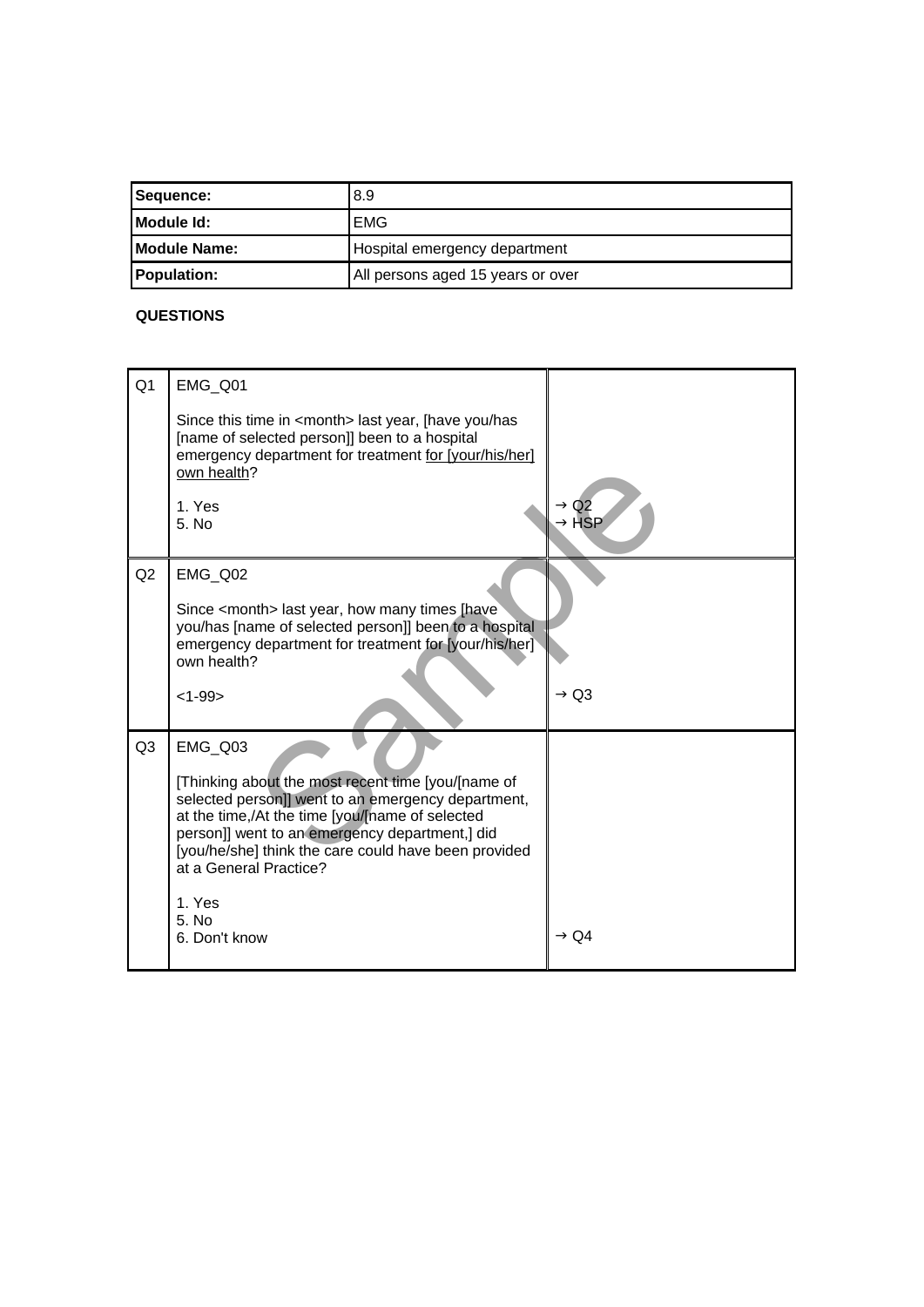| | |
|---|---|
| **Sequence:** | 8.9 |
| **Module Id:** | EMG |
| **Module Name:** | Hospital emergency department |
| **Population:** | All persons aged 15 years or over |

**QUESTIONS**

| | | |
|---|---|---|
| Q1 | EMG_Q01<br><br>Since this time in <month> last year, [have you/has [name of selected person]] been to a hospital emergency department for treatment <u>for [your/his/her] own health</u>?<br><br>1. Yes<br>5. No | <br><br><br><br><br><br>→ Q2<br>→ HSP |
| Q2 | EMG_Q02<br><br>Since <month> last year, how many times [have you/has [name of selected person]] been to a hospital emergency department for treatment for [your/his/her] own health?<br><br><1-99> | <br><br><br><br><br><br>→ Q3 |
| Q3 | EMG_Q03<br><br>[Thinking about the most recent time [you/[name of selected person]] went to an emergency department, at the time,/At the time [you/[name of selected person]] went to an emergency department,] did [you/he/she] think the care could have been provided at a General Practice?<br><br>1. Yes<br>5. No<br>6. Don't know | <br><br><br><br><br><br><br><br><br><br>→ Q4 |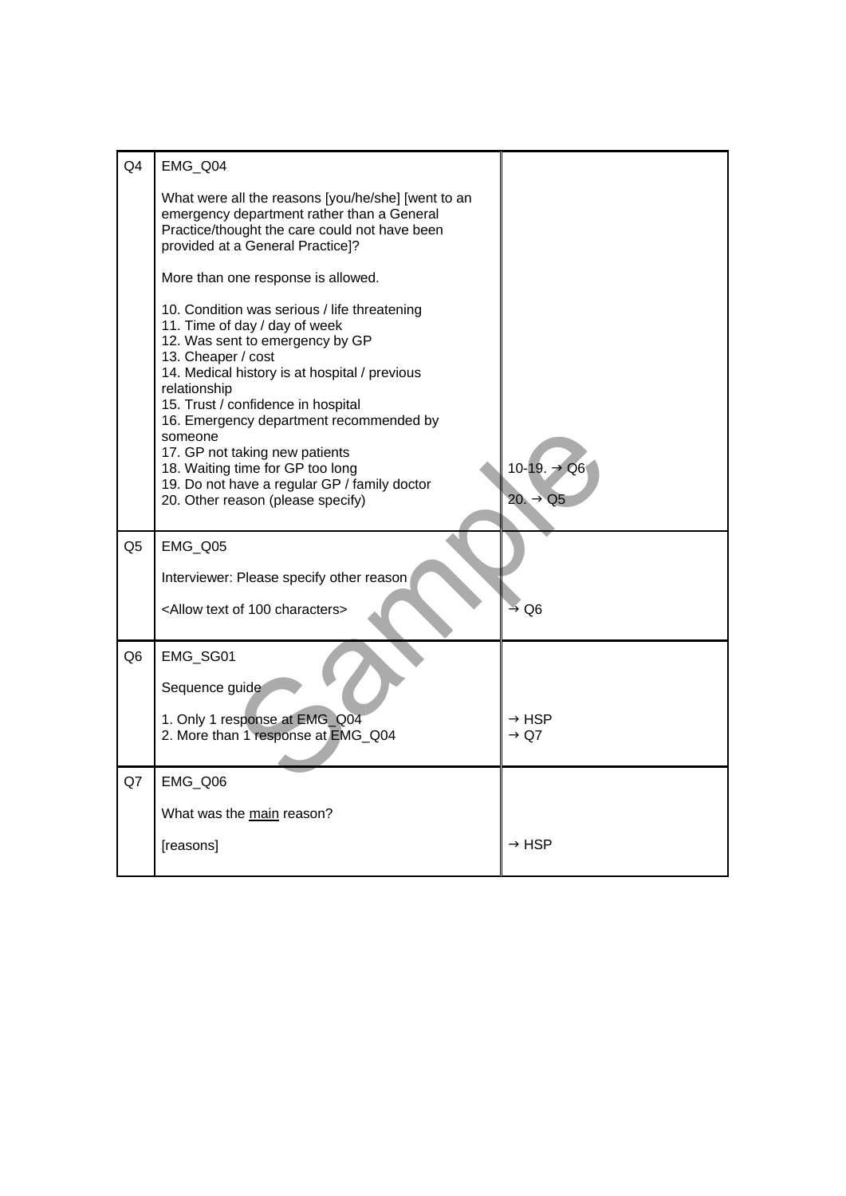| | | |
|---|---|---|
| Q4 | EMG_Q04<br><br>What were all the reasons [you/he/she] [went to an emergency department rather than a General Practice/thought the care could not have been provided at a General Practice]?<br><br>More than one response is allowed.<br><br>10. Condition was serious / life threatening<br>11. Time of day / day of week<br>12. Was sent to emergency by GP<br>13. Cheaper / cost<br>14. Medical history is at hospital / previous relationship<br>15. Trust / confidence in hospital<br>16. Emergency department recommended by someone<br>17. GP not taking new patients<br>18. Waiting time for GP too long<br>19. Do not have a regular GP / family doctor<br>20. Other reason (please specify) | 10-19. → Q6<br><br>20. → Q5 |
| Q5 | EMG_Q05<br><br>Interviewer: Please specify other reason<br><br><Allow text of 100 characters> | → Q6 |
| Q6 | EMG_SG01<br><br>Sequence guide<br><br>1. Only 1 response at EMG_Q04<br>2. More than 1 response at EMG_Q04 | → HSP<br>→ Q7 |
| Q7 | EMG_Q06<br><br>What was the <u>main</u> reason?<br><br>[reasons] | → HSP |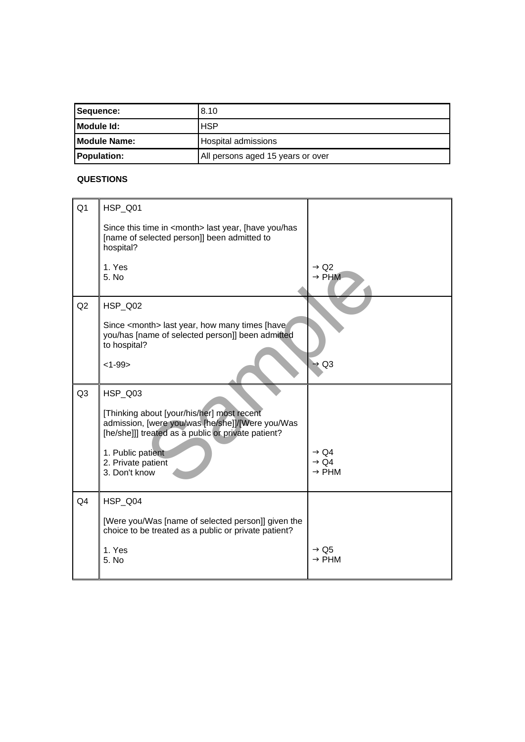| Sequence: | 8.10 |
|---|---|
| Module Id: | HSP |
| Module Name: | Hospital admissions |
| Population: | All persons aged 15 years or over |

**QUESTIONS**

| | | |
|---|---|---|
| Q1 | HSP_Q01<br><br>Since this time in <month> last year, [have you/has [name of selected person]] been admitted to hospital?<br><br>1. Yes<br>5. No | <br><br><br><br>→ Q2<br>→ PHM |
| Q2 | HSP_Q02<br><br>Since <month> last year, how many times [have you/has [name of selected person]] been admitted to hospital?<br><br><1-99> | <br><br><br><br>→ Q3 |
| Q3 | HSP_Q03<br><br>[Thinking about [your/his/her] most recent admission, [were you/was [he/she]]/[Were you/Was [he/she]]] treated as a public or private patient?<br><br>1. Public patient<br>2. Private patient<br>3. Don't know | <br><br><br><br>→ Q4<br>→ Q4<br>→ PHM |
| Q4 | HSP_Q04<br><br>[Were you/Was [name of selected person]] given the choice to be treated as a public or private patient?<br><br>1. Yes<br>5. No | <br><br><br>→ Q5<br>→ PHM |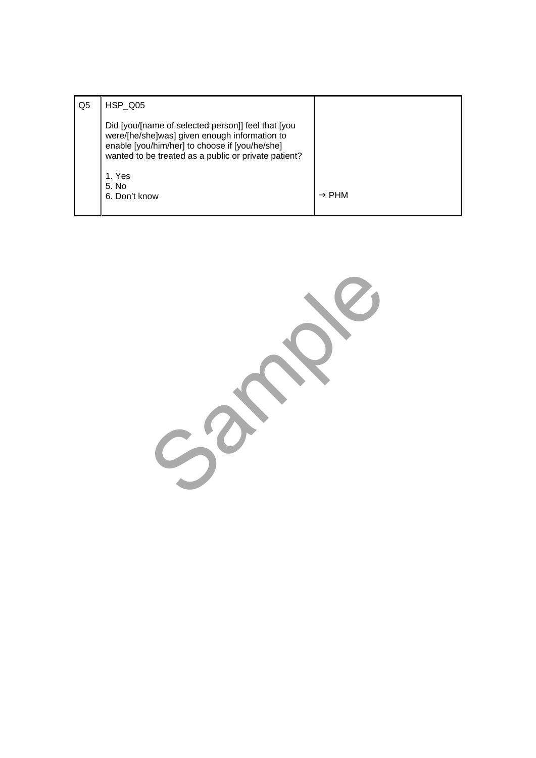| Q5 | HSP_Q05<br><br>Did [you/[name of selected person]] feel that [you were/[he/she]was] given enough information to enable [you/him/her] to choose if [you/he/she] wanted to be treated as a public or private patient?<br><br>1. Yes<br>5. No<br>6. Don't know | → PHM |
|---|---|---|

Sample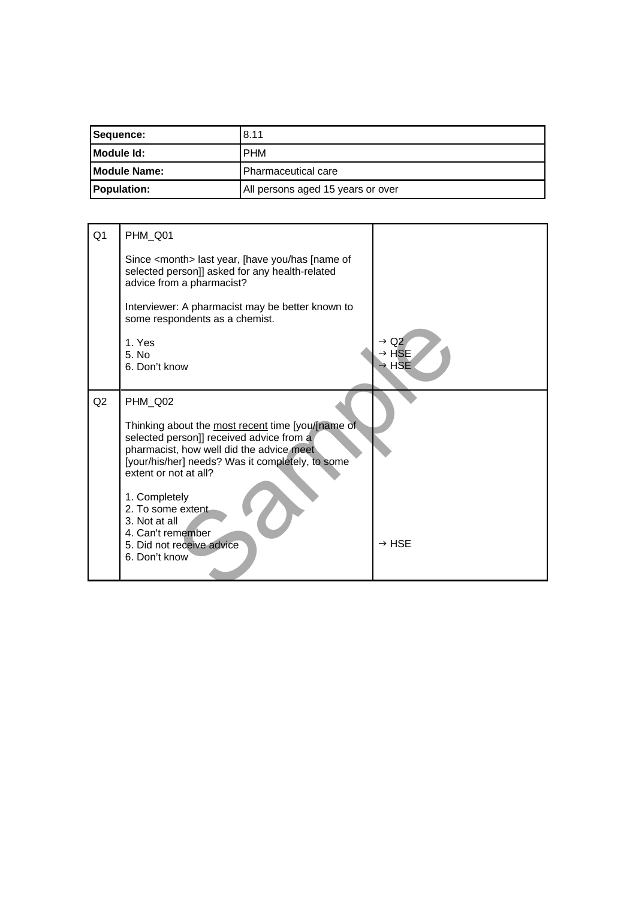| Sequence: | 8.11 |
| --- | --- |
| Module Id: | PHM |
| Module Name: | Pharmaceutical care |
| Population: | All persons aged 15 years or over |

| Q1 | PHM_Q01<br><br>Since <month> last year, [have you/has [name of selected person]] asked for any health-related advice from a pharmacist?<br><br>Interviewer: A pharmacist may be better known to some respondents as a chemist.<br><br>1. Yes<br>5. No<br>6. Don't know | → Q2<br>→ HSE<br>→ HSE |
| --- | --- | --- |
| Q2 | PHM_Q02<br><br>Thinking about the <u>most recent</u> time [you/[name of selected person]] received advice from a pharmacist, how well did the advice meet [your/his/her] needs? Was it completely, to some extent or not at all?<br><br>1. Completely<br>2. To some extent<br>3. Not at all<br>4. Can't remember<br>5. Did not receive advice<br>6. Don't know | → HSE |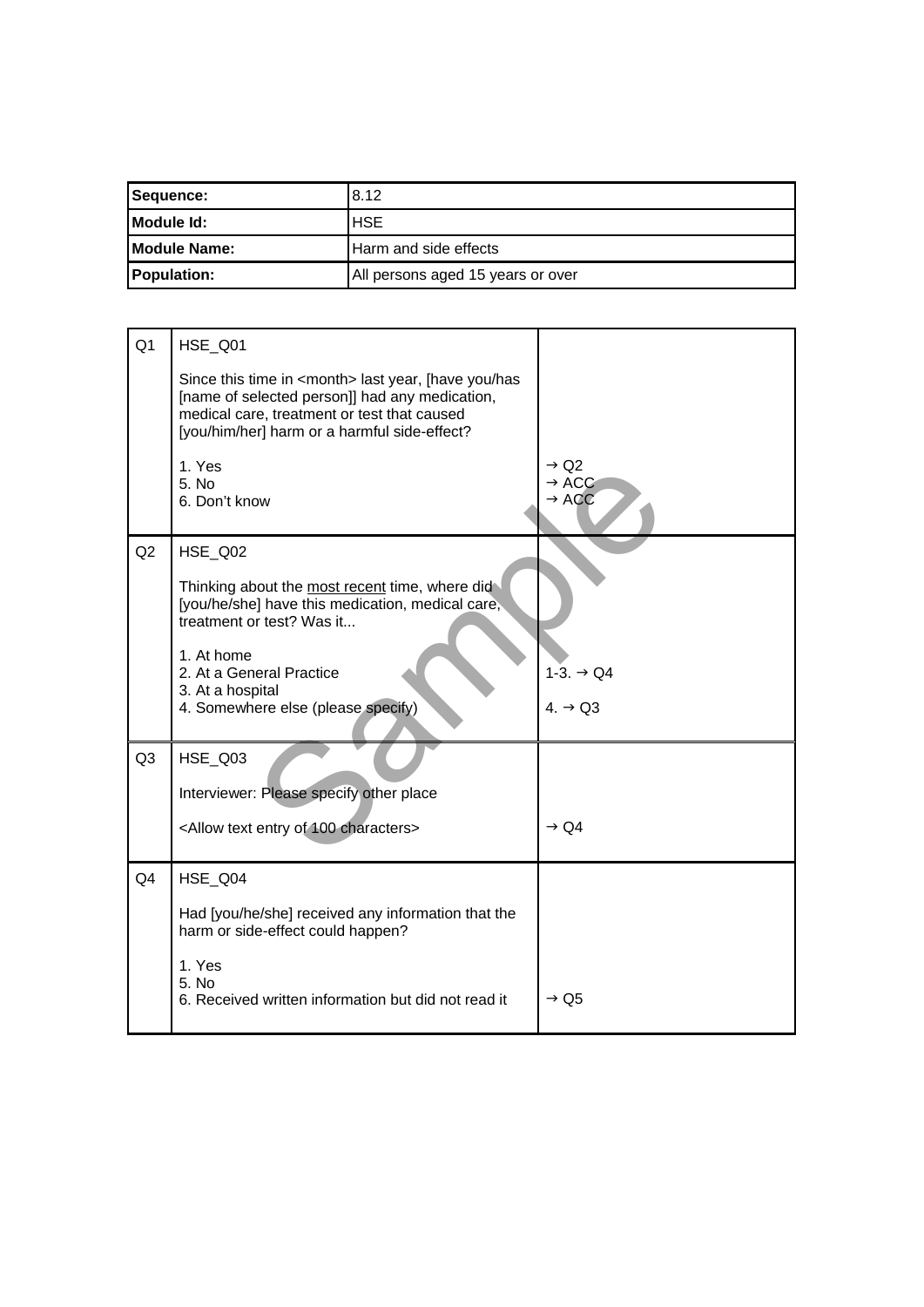| Sequence: | 8.12 |
|---|---|
| Module Id: | HSE |
| Module Name: | Harm and side effects |
| Population: | All persons aged 15 years or over |

| | | |
|---|---|---|
| Q1 | HSE_Q01<br><br>Since this time in <month> last year, [have you/has [name of selected person]] had any medication, medical care, treatment or test that caused [you/him/her] harm or a harmful side-effect?<br><br>1. Yes<br>5. No<br>6. Don't know | <br><br><br><br><br><br>→ Q2<br>→ ACC<br>→ ACC |
| Q2 | HSE_Q02<br><br>Thinking about the <u>most recent</u> time, where did [you/he/she] have this medication, medical care, treatment or test? Was it...<br><br>1. At home<br>2. At a General Practice<br>3. At a hospital<br>4. Somewhere else (please specify) | <br><br><br><br><br>1-3. → Q4<br><br>4. → Q3 |
| Q3 | HSE_Q03<br><br>Interviewer: Please specify other place<br><br><Allow text entry of 100 characters> | <br><br><br><br>→ Q4 |
| Q4 | HSE_Q04<br><br>Had [you/he/she] received any information that the harm or side-effect could happen?<br><br>1. Yes<br>5. No<br>6. Received written information but did not read it | <br><br><br><br><br><br>→ Q5 |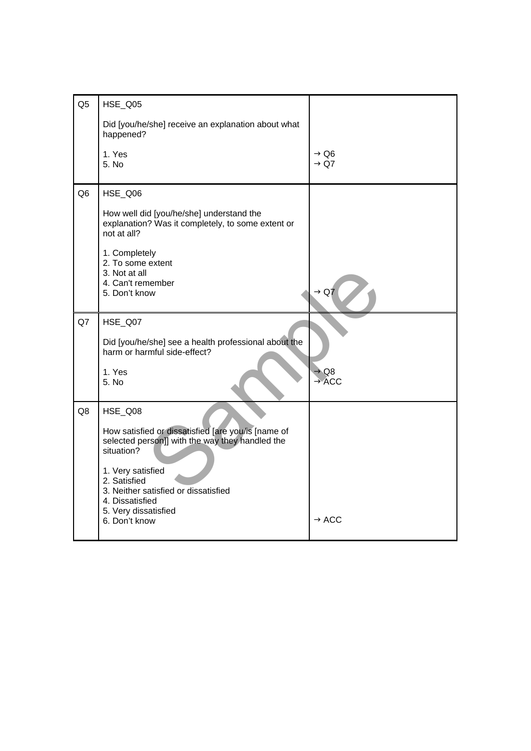| | | |
|---|---|---|
| Q5 | HSE_Q05<br><br>Did [you/he/she] receive an explanation about what happened?<br><br>1. Yes<br>5. No | <br><br><br><br>→ Q6<br>→ Q7 |
| Q6 | HSE_Q06<br><br>How well did [you/he/she] understand the explanation? Was it completely, to some extent or not at all?<br><br>1. Completely<br>2. To some extent<br>3. Not at all<br>4. Can't remember<br>5. Don't know | <br><br><br><br><br><br><br><br><br>→ Q7 |
| Q7 | HSE_Q07<br><br>Did [you/he/she] see a health professional about the harm or harmful side-effect?<br><br>1. Yes<br>5. No | <br><br><br><br>→ Q8<br>→ ACC |
| Q8 | HSE_Q08<br><br>How satisfied or dissatisfied [are you/is [name of selected person]] with the way they handled the situation?<br><br>1. Very satisfied<br>2. Satisfied<br>3. Neither satisfied or dissatisfied<br>4. Dissatisfied<br>5. Very dissatisfied<br>6. Don't know | <br><br><br><br><br><br><br><br><br><br>→ ACC |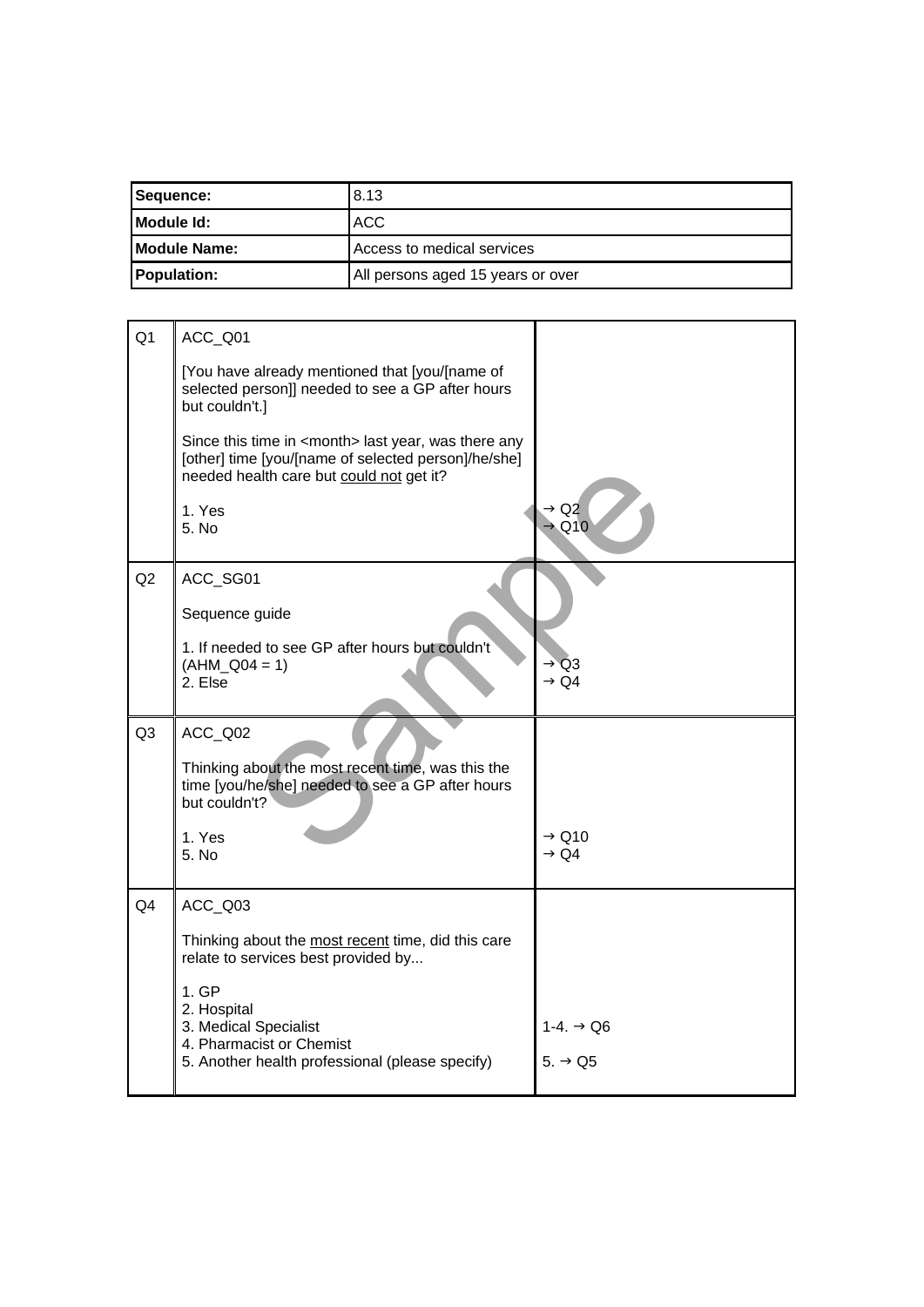| Sequence: | 8.13 |
|---|---|
| Module Id: | ACC |
| Module Name: | Access to medical services |
| Population: | All persons aged 15 years or over |

| | | |
|---|---|---|
| Q1 | ACC_Q01<br><br>[You have already mentioned that [you/[name of selected person]] needed to see a GP after hours but couldn't.]<br><br>Since this time in <month> last year, was there any [other] time [you/[name of selected person]/he/she] needed health care but <u>could not</u> get it?<br><br>1. Yes<br>5. No | <br><br><br><br><br><br><br>→ Q2<br>→ Q10 |
| Q2 | ACC_SG01<br><br>Sequence guide<br><br>1. If needed to see GP after hours but couldn't (AHM_Q04 = 1)<br>2. Else | <br><br><br><br>→ Q3<br>→ Q4 |
| Q3 | ACC_Q02<br><br>Thinking about the most recent time, was this the time [you/he/she] needed to see a GP after hours but couldn't?<br><br>1. Yes<br>5. No | <br><br><br><br>→ Q10<br>→ Q4 |
| Q4 | ACC_Q03<br><br>Thinking about the <u>most recent</u> time, did this care relate to services best provided by...<br><br>1. GP<br>2. Hospital<br>3. Medical Specialist<br>4. Pharmacist or Chemist<br>5. Another health professional (please specify) | <br><br><br><br><br>1-4. → Q6<br><br>5. → Q5 |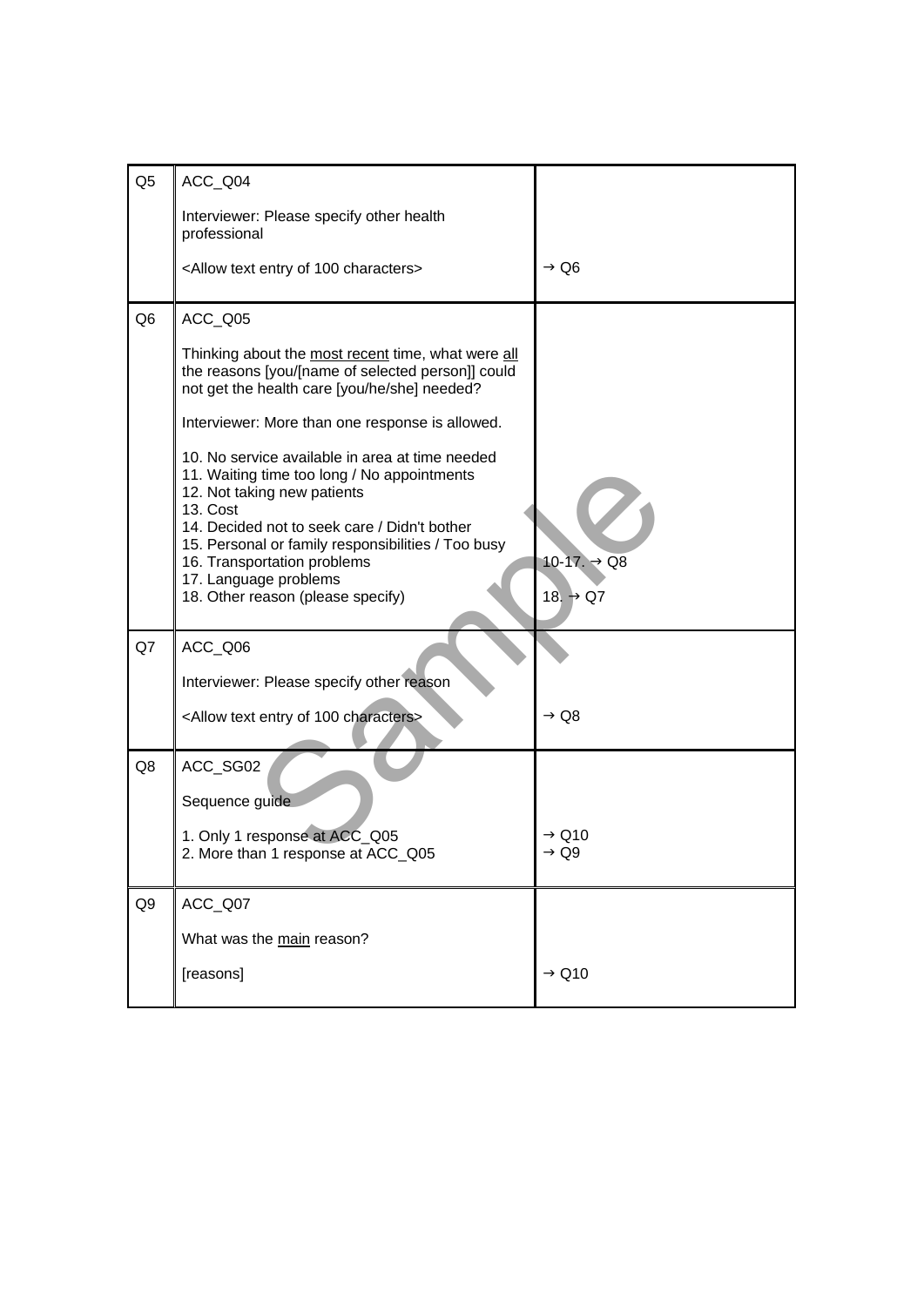| | | |
|---|---|---|
| Q5 | ACC_Q04<br><br>Interviewer: Please specify other health professional<br><br><Allow text entry of 100 characters> | → Q6 |
| Q6 | ACC_Q05<br><br>Thinking about the most recent time, what were all the reasons [you/[name of selected person]] could not get the health care [you/he/she] needed?<br><br>Interviewer: More than one response is allowed.<br><br>10. No service available in area at time needed<br>11. Waiting time too long / No appointments<br>12. Not taking new patients<br>13. Cost<br>14. Decided not to seek care / Didn't bother<br>15. Personal or family responsibilities / Too busy<br>16. Transportation problems<br>17. Language problems<br>18. Other reason (please specify) | 10-17. → Q8<br>18. → Q7 |
| Q7 | ACC_Q06<br><br>Interviewer: Please specify other reason<br><br><Allow text entry of 100 characters> | → Q8 |
| Q8 | ACC_SG02<br><br>Sequence guide<br><br>1. Only 1 response at ACC_Q05<br>2. More than 1 response at ACC_Q05 | → Q10<br>→ Q9 |
| Q9 | ACC_Q07<br><br>What was the main reason?<br><br>[reasons] | → Q10 |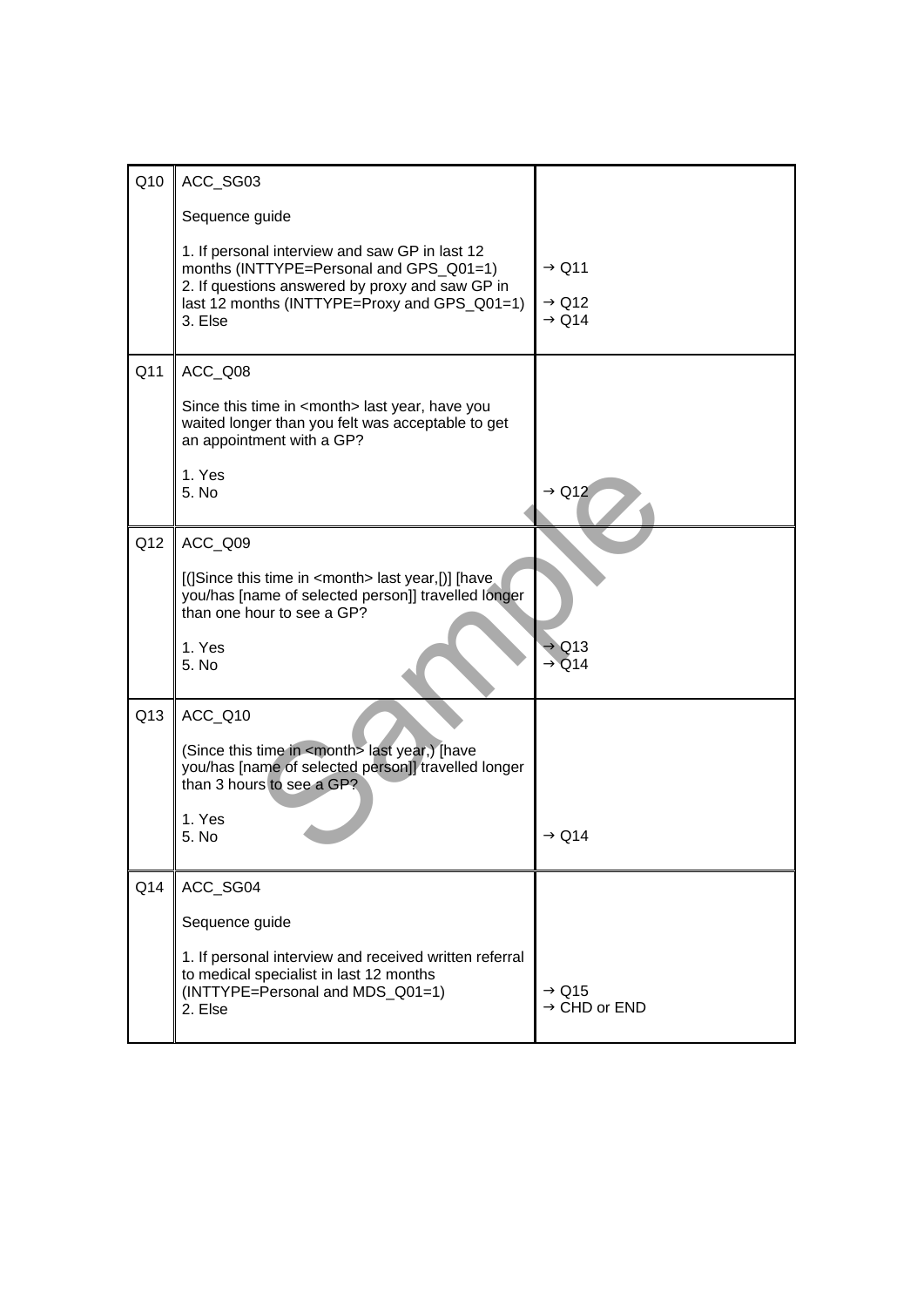| | | |
|---|---|---|
| Q10 | ACC_SG03<br><br>Sequence guide<br><br>1. If personal interview and saw GP in last 12 months (INTTYPE=Personal and GPS_Q01=1)<br>2. If questions answered by proxy and saw GP in last 12 months (INTTYPE=Proxy and GPS_Q01=1)<br>3. Else | <br><br><br><br>→ Q11<br><br>→ Q12<br>→ Q14 |
| Q11 | ACC_Q08<br><br>Since this time in <month> last year, have you waited longer than you felt was acceptable to get an appointment with a GP?<br><br>1. Yes<br>5. No | <br><br><br><br><br><br>→ Q12 |
| Q12 | ACC_Q09<br><br>[(]Since this time in <month> last year,[)] [have you/has [name of selected person]] travelled longer than one hour to see a GP?<br><br>1. Yes<br>5. No | <br><br><br><br><br>→ Q13<br>→ Q14 |
| Q13 | ACC_Q10<br><br>(Since this time in <month> last year,) [have you/has [name of selected person]] travelled longer than 3 hours to see a GP?<br><br>1. Yes<br>5. No | <br><br><br><br><br><br>→ Q14 |
| Q14 | ACC_SG04<br><br>Sequence guide<br><br>1. If personal interview and received written referral to medical specialist in last 12 months (INTTYPE=Personal and MDS_Q01=1)<br>2. Else | <br><br><br><br><br>→ Q15<br>→ CHD or END |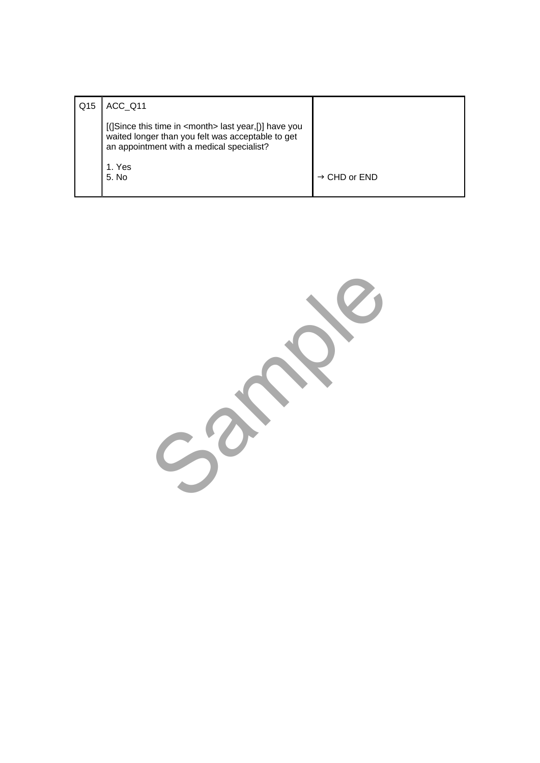| Q15 | ACC_Q11<br><br>[(]Since this time in <month> last year,[)] have you waited longer than you felt was acceptable to get an appointment with a medical specialist?<br><br>1. Yes<br>5. No | <br><br><br><br><br>→ CHD or END |
|---|---|---|

Sample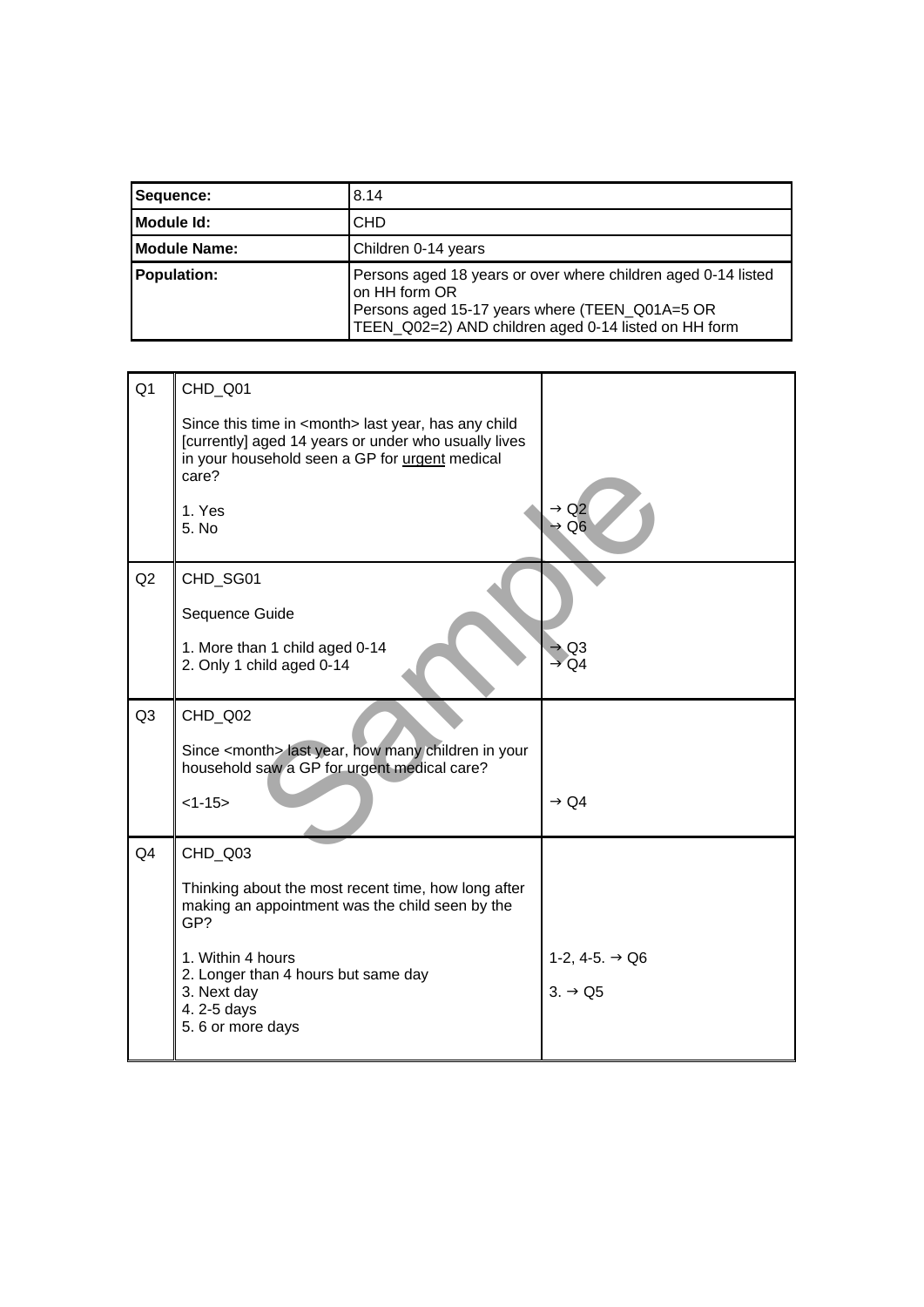| Sequence: | 8.14 |
| --- | --- |
| Module Id: | CHD |
| Module Name: | Children 0-14 years |
| Population: | Persons aged 18 years or over where children aged 0-14 listed on HH form OR<br>Persons aged 15-17 years where (TEEN_Q01A=5 OR TEEN_Q02=2) AND children aged 0-14 listed on HH form |

| | | |
| --- | --- | --- |
| Q1 | CHD_Q01<br><br>Since this time in <month> last year, has any child [currently] aged 14 years or under who usually lives in your household seen a GP for <u>urgent</u> medical care?<br><br>1. Yes<br>5. No | <br><br><br><br><br>→ Q2<br>→ Q6 |
| Q2 | CHD_SG01<br><br>Sequence Guide<br><br>1. More than 1 child aged 0-14<br>2. Only 1 child aged 0-14 | <br><br><br><br>→ Q3<br>→ Q4 |
| Q3 | CHD_Q02<br><br>Since <month> last year, how many children in your household saw a GP for urgent medical care?<br><br><1-15> | <br><br><br><br>→ Q4 |
| Q4 | CHD_Q03<br><br>Thinking about the most recent time, how long after making an appointment was the child seen by the GP?<br><br>1. Within 4 hours<br>2. Longer than 4 hours but same day<br>3. Next day<br>4. 2-5 days<br>5. 6 or more days | <br><br><br><br>1-2, 4-5. → Q6<br><br>3. → Q5 |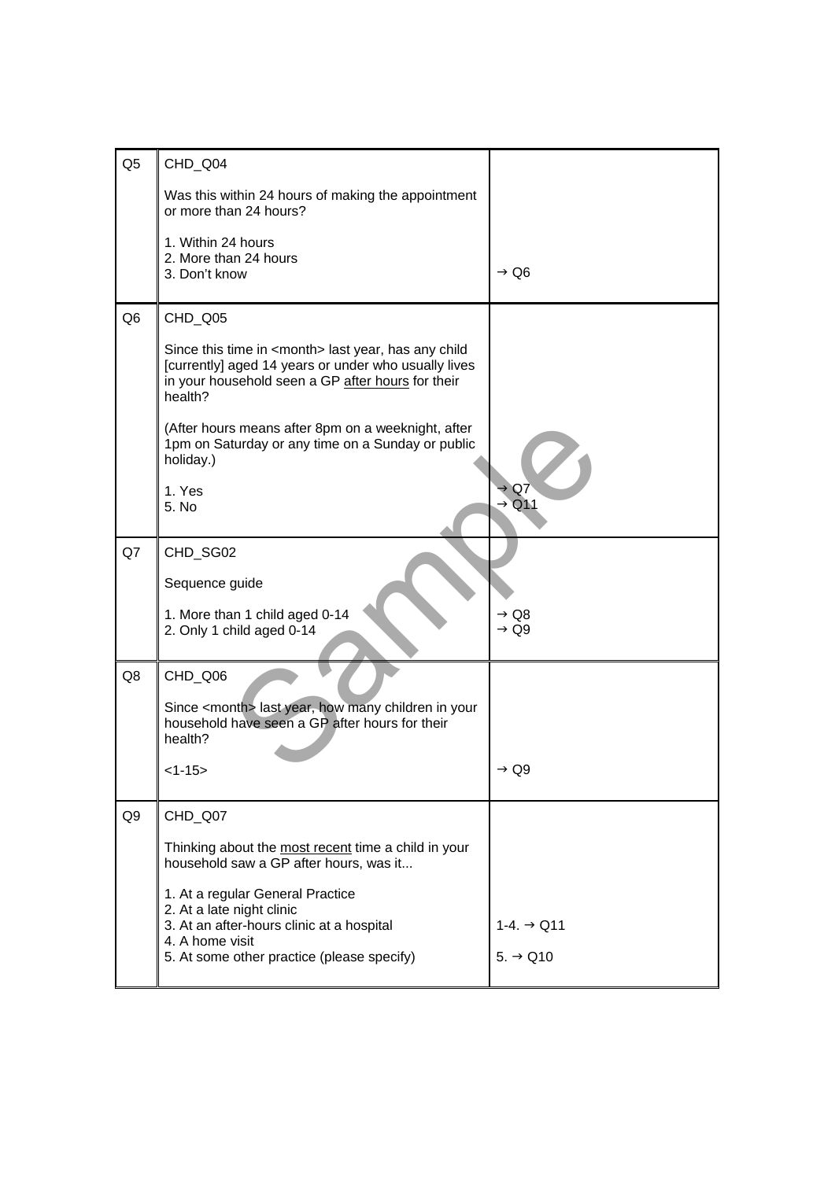| | | |
|---|---|---|
| Q5 | CHD_Q04<br><br>Was this within 24 hours of making the appointment or more than 24 hours?<br><br>1. Within 24 hours<br>2. More than 24 hours<br>3. Don't know | → Q6 |
| Q6 | CHD_Q05<br><br>Since this time in <month> last year, has any child [currently] aged 14 years or under who usually lives in your household seen a GP <u>after hours</u> for their health?<br><br>(After hours means after 8pm on a weeknight, after 1pm on Saturday or any time on a Sunday or public holiday.)<br><br>1. Yes<br>5. No | → Q7<br>→ Q11 |
| Q7 | CHD_SG02<br><br>Sequence guide<br><br>1. More than 1 child aged 0-14<br>2. Only 1 child aged 0-14 | → Q8<br>→ Q9 |
| Q8 | CHD_Q06<br><br>Since <month> last year, how many children in your household have seen a GP after hours for their health?<br><br><1-15> | → Q9 |
| Q9 | CHD_Q07<br><br>Thinking about the <u>most recent</u> time a child in your household saw a GP after hours, was it...<br><br>1. At a regular General Practice<br>2. At a late night clinic<br>3. At an after-hours clinic at a hospital<br>4. A home visit<br>5. At some other practice (please specify) | 1-4. → Q11<br><br>5. → Q10 |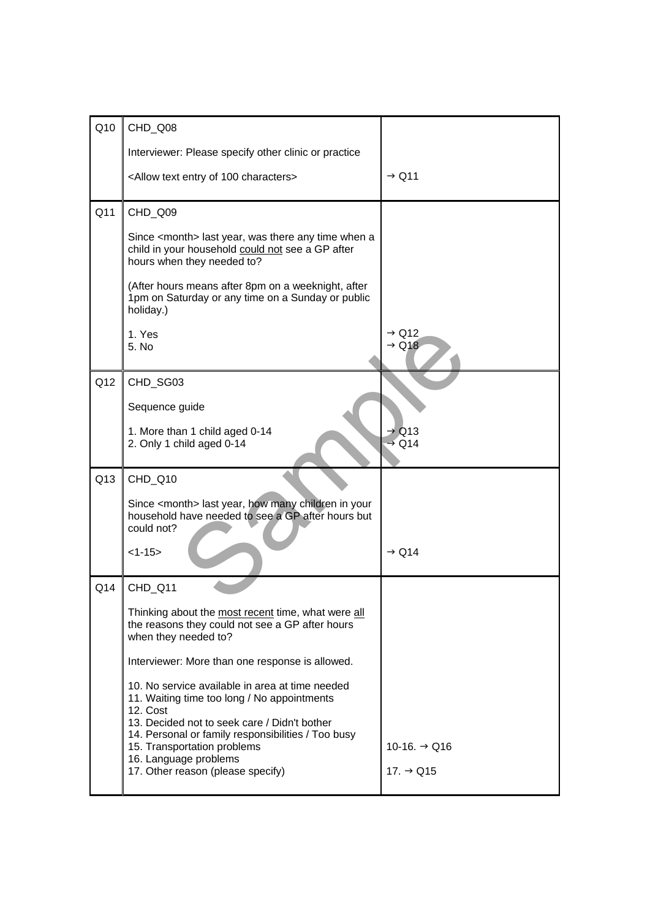| | | |
|---|---|---|
| Q10 | CHD_Q08<br><br>Interviewer: Please specify other clinic or practice<br><br><Allow text entry of 100 characters> | → Q11 |
| Q11 | CHD_Q09<br><br>Since <month> last year, was there any time when a child in your household <u>could not</u> see a GP after hours when they needed to?<br><br>(After hours means after 8pm on a weeknight, after 1pm on Saturday or any time on a Sunday or public holiday.)<br><br>1. Yes<br>5. No | <br><br><br><br><br><br><br><br>→ Q12<br>→ Q18 |
| Q12 | CHD_SG03<br><br>Sequence guide<br><br>1. More than 1 child aged 0-14<br>2. Only 1 child aged 0-14 | <br><br><br><br>→ Q13<br>→ Q14 |
| Q13 | CHD_Q10<br><br>Since <month> last year, how many children in your household have needed to see a GP after hours but could not?<br><br><1-15> | → Q14 |
| Q14 | CHD_Q11<br><br>Thinking about the <u>most recent</u> time, what were <u>all</u> the reasons they could not see a GP after hours when they needed to?<br><br>Interviewer: More than one response is allowed.<br><br>10. No service available in area at time needed<br>11. Waiting time too long / No appointments<br>12. Cost<br>13. Decided not to seek care / Didn't bother<br>14. Personal or family responsibilities / Too busy<br>15. Transportation problems<br>16. Language problems<br>17. Other reason (please specify) | 10-16. → Q16<br><br>17. → Q15 |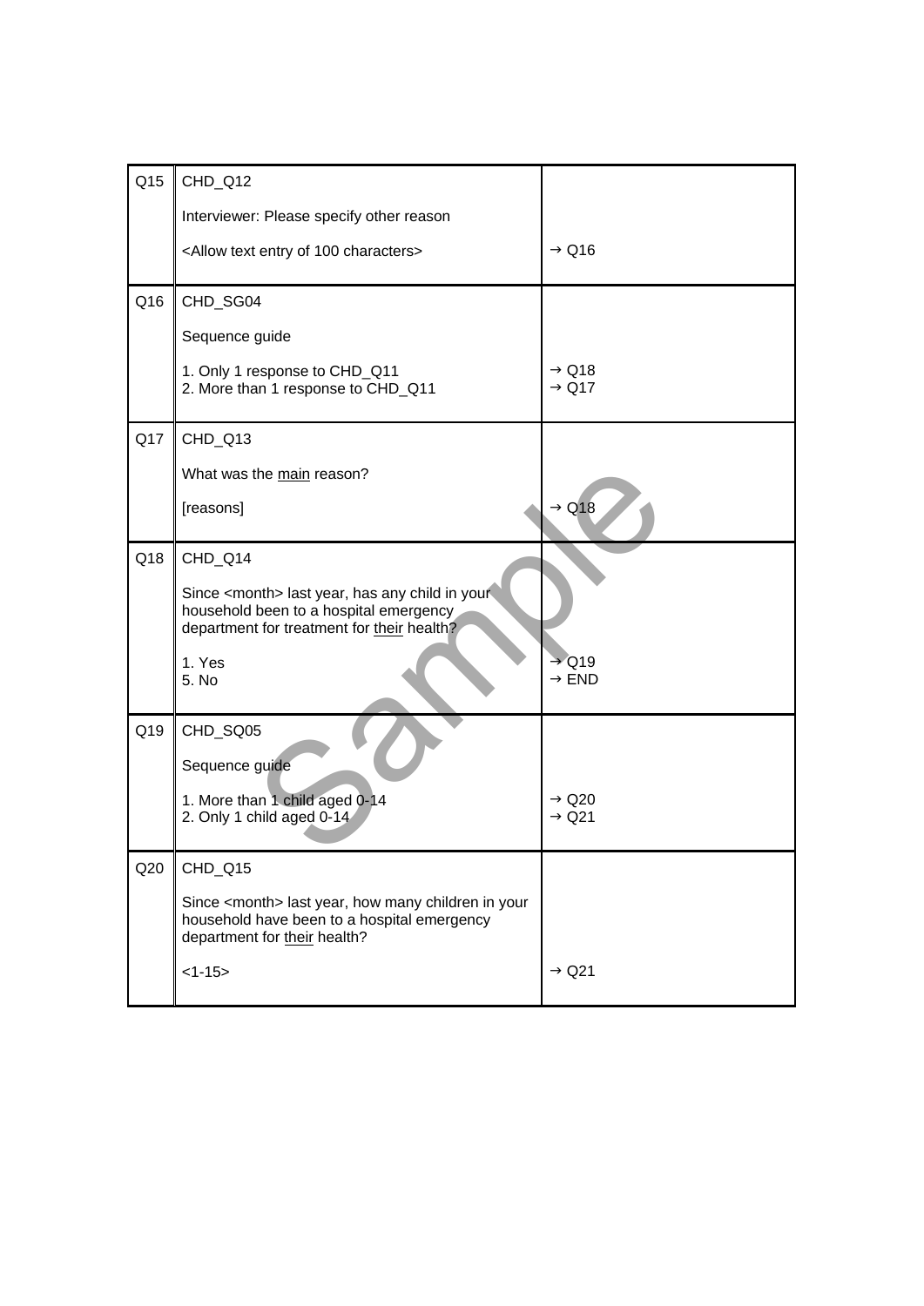| | | |
|---|---|---|
| Q15 | CHD_Q12<br><br>Interviewer: Please specify other reason<br><br><Allow text entry of 100 characters> | → Q16 |
| Q16 | CHD_SG04<br><br>Sequence guide<br><br>1. Only 1 response to CHD_Q11<br>2. More than 1 response to CHD_Q11 | → Q18<br>→ Q17 |
| Q17 | CHD_Q13<br><br>What was the <u>main</u> reason?<br><br>[reasons] | → Q18 |
| Q18 | CHD_Q14<br><br>Since <month> last year, has any child in your household been to a hospital emergency department for treatment for <u>their</u> health?<br><br>1. Yes<br>5. No | → Q19<br>→ END |
| Q19 | CHD_SQ05<br><br>Sequence guide<br><br>1. More than 1 child aged 0-14<br>2. Only 1 child aged 0-14 | → Q20<br>→ Q21 |
| Q20 | CHD_Q15<br><br>Since <month> last year, how many children in your household have been to a hospital emergency department for <u>their</u> health?<br><br><1-15> | → Q21 |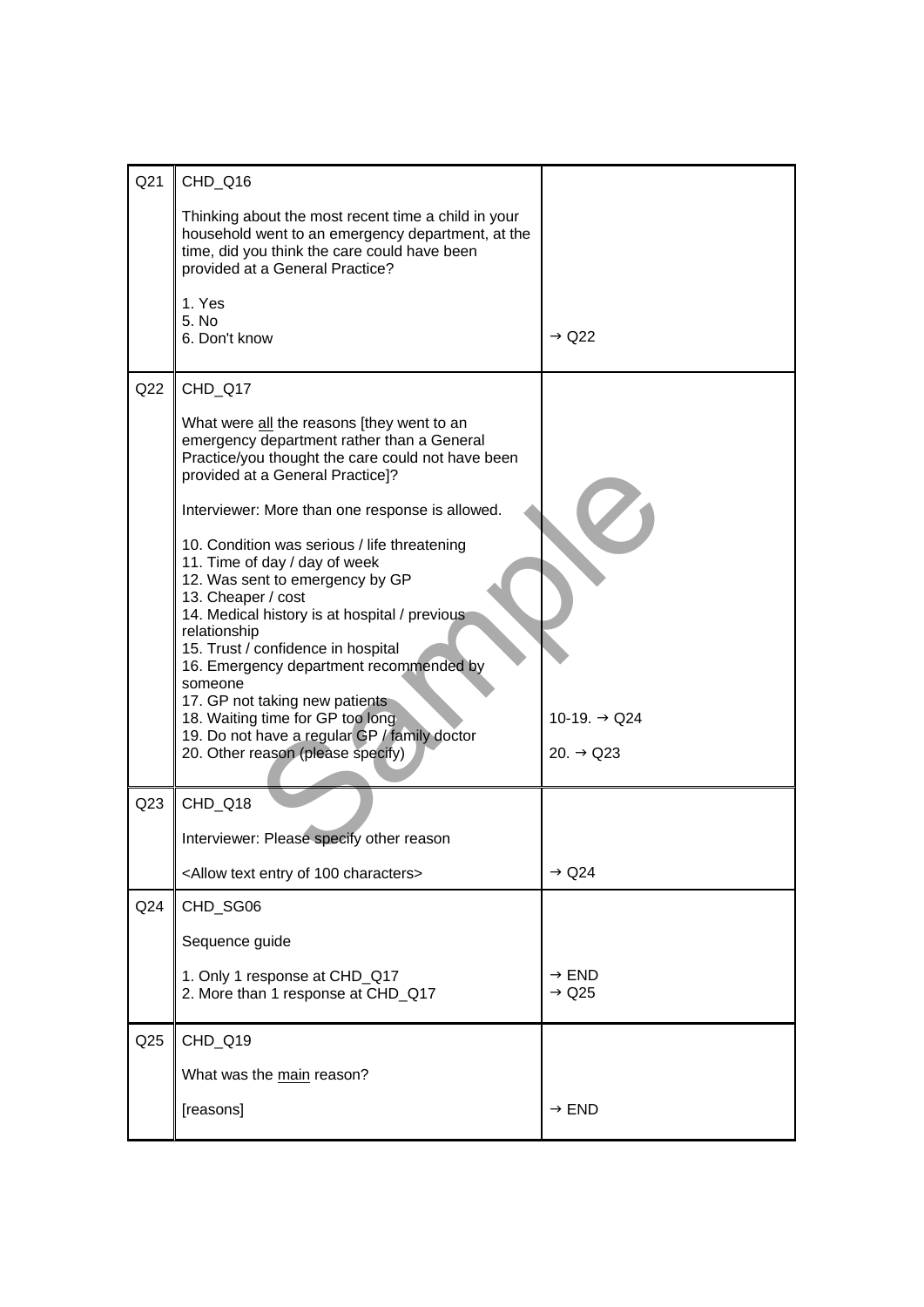| Q21 | CHD_Q16<br><br>Thinking about the most recent time a child in your household went to an emergency department, at the time, did you think the care could have been provided at a General Practice?<br><br>1. Yes<br>5. No<br>6. Don't know | → Q22 |
|---|---|---|
| Q22 | CHD_Q17<br><br>What were <u>all</u> the reasons [they went to an emergency department rather than a General Practice/you thought the care could not have been provided at a General Practice]?<br><br>Interviewer: More than one response is allowed.<br><br>10. Condition was serious / life threatening<br>11. Time of day / day of week<br>12. Was sent to emergency by GP<br>13. Cheaper / cost<br>14. Medical history is at hospital / previous relationship<br>15. Trust / confidence in hospital<br>16. Emergency department recommended by someone<br>17. GP not taking new patients<br>18. Waiting time for GP too long<br>19. Do not have a regular GP / family doctor<br>20. Other reason (please specify) | 10-19. → Q24<br><br>20. → Q23 |
| Q23 | CHD_Q18<br><br>Interviewer: Please specify other reason<br><br><Allow text entry of 100 characters> | → Q24 |
| Q24 | CHD_SG06<br><br>Sequence guide<br><br>1. Only 1 response at CHD_Q17<br>2. More than 1 response at CHD_Q17 | → END<br>→ Q25 |
| Q25 | CHD_Q19<br><br>What was the <u>main</u> reason?<br><br>[reasons] | → END |